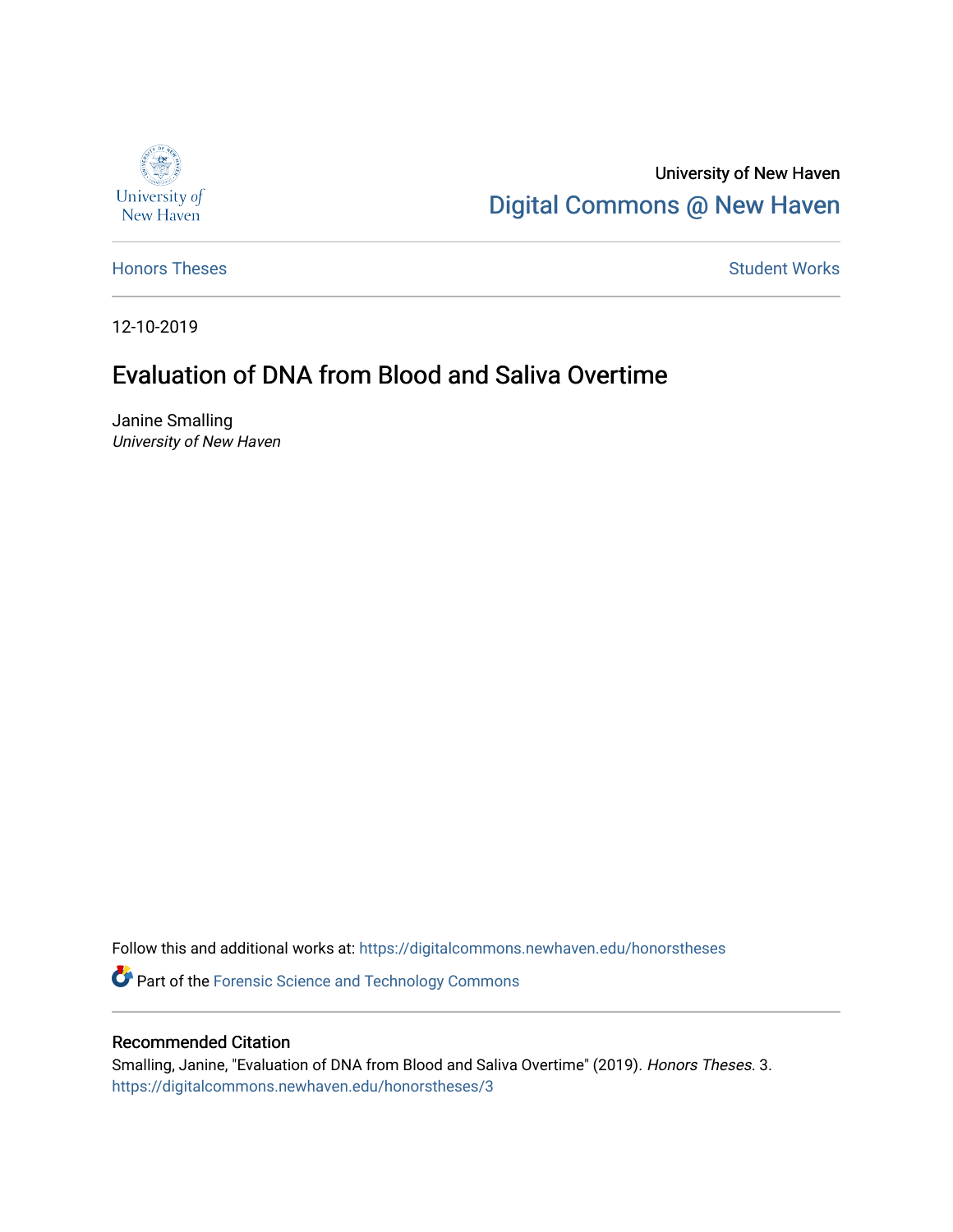University of New Haven

Digital Commons @ New Haven

Honors Theses

Student Works

12-10-2019

# Evaluation of DNA from Blood and Saliva Overtime

Janine Smalling

*University of New Haven*

Follow this and additional works at: https://digitalcommons.newhaven.edu/honorstheses

Part of the Forensic Science and Technology Commons

## Recommended Citation

Smalling, Janine, "Evaluation of DNA from Blood and Saliva Overtime" (2019). *Honors Theses*. 3.
https://digitalcommons.newhaven.edu/honorstheses/3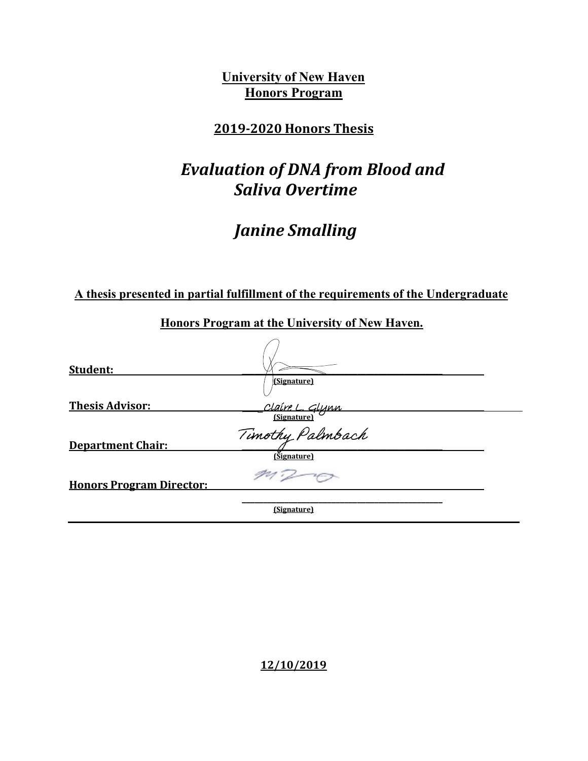**University of New Haven**
**Honors Program**

**2019-2020 Honors Thesis**

# *Evaluation of DNA from Blood and Saliva Overtime*

## *Janine Smalling*

**A thesis presented in partial fulfillment of the requirements of the Undergraduate Honors Program at the University of New Haven.**

**Student:** ______________________________
**(Signature)**

**Thesis Advisor:** ____Claire L. Glynn____
**(Signature)**

**Department Chair:** Timothy Palmbach
**(Signature)**

**Honors Program Director:** ______________________________
**(Signature)**

**12/10/2019**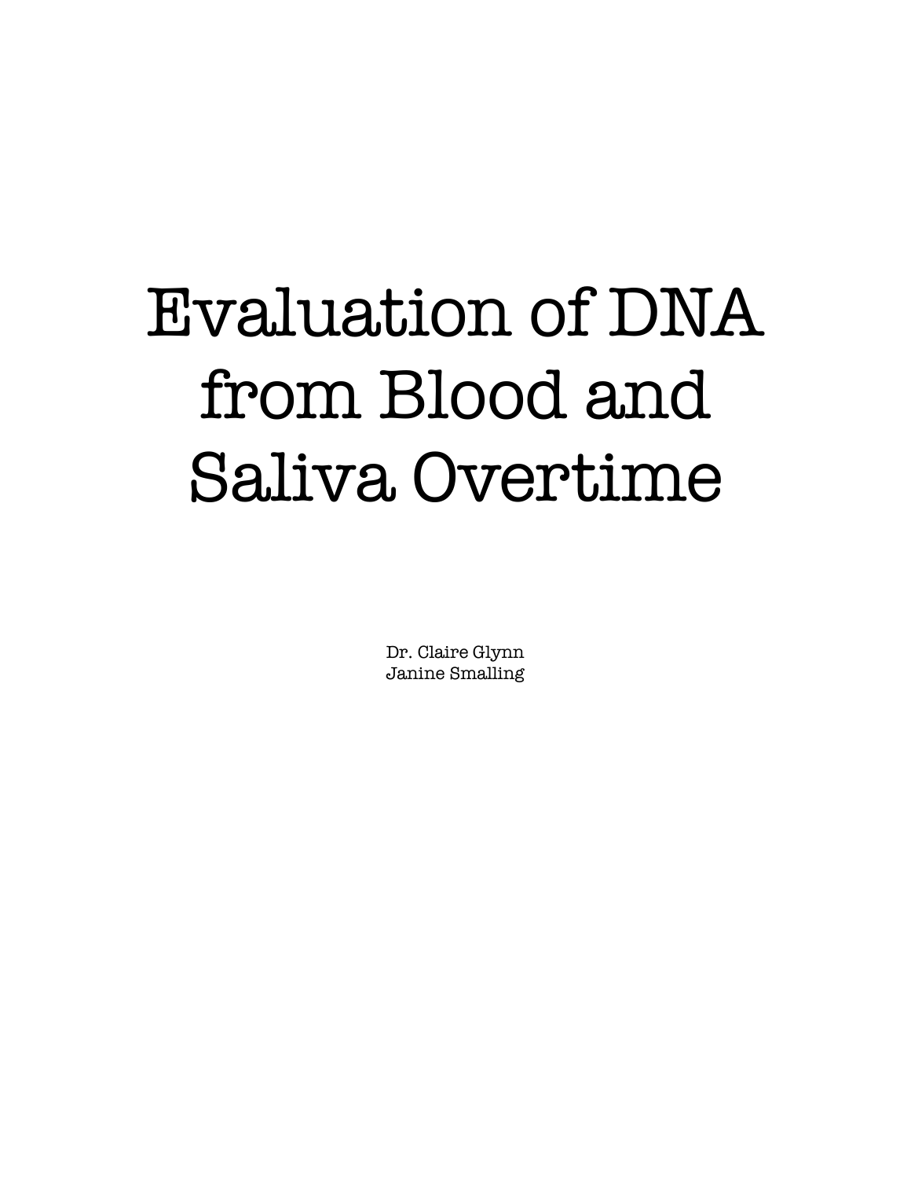# Evaluation of DNA from Blood and Saliva Overtime

Dr. Claire Glynn
Janine Smalling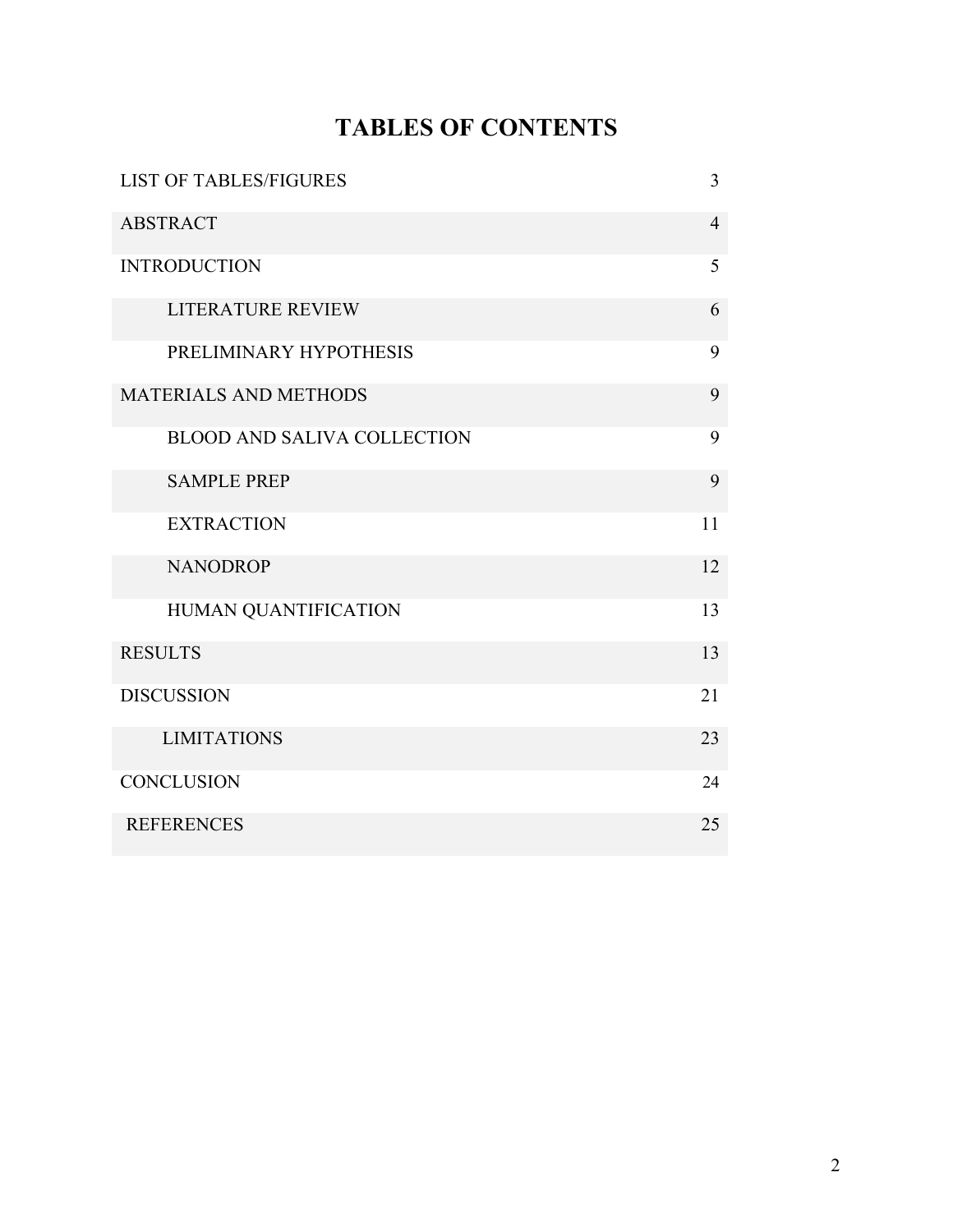# TABLES OF CONTENTS

| | |
|---|---|
| LIST OF TABLES/FIGURES | 3 |
| ABSTRACT | 4 |
| INTRODUCTION | 5 |
| LITERATURE REVIEW | 6 |
| PRELIMINARY HYPOTHESIS | 9 |
| MATERIALS AND METHODS | 9 |
| BLOOD AND SALIVA COLLECTION | 9 |
| SAMPLE PREP | 9 |
| EXTRACTION | 11 |
| NANODROP | 12 |
| HUMAN QUANTIFICATION | 13 |
| RESULTS | 13 |
| DISCUSSION | 21 |
| LIMITATIONS | 23 |
| CONCLUSION | 24 |
| REFERENCES | 25 |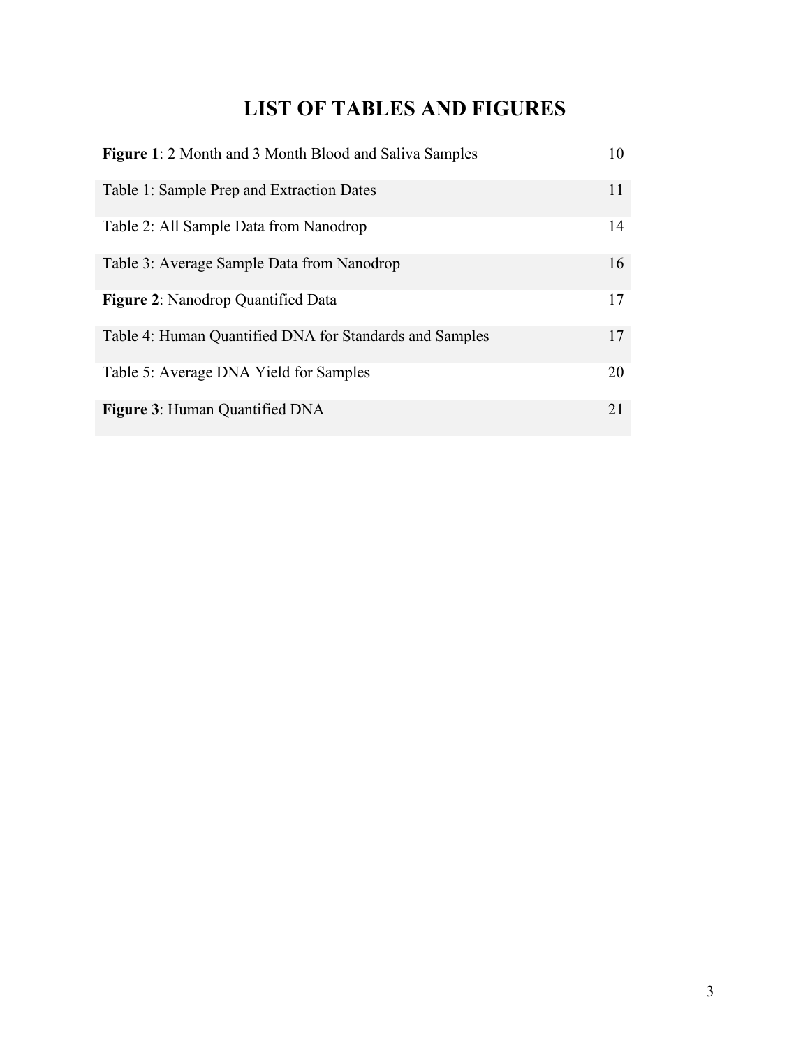# LIST OF TABLES AND FIGURES

| | |
|---|---|
| **Figure 1**: 2 Month and 3 Month Blood and Saliva Samples | 10 |
| Table 1: Sample Prep and Extraction Dates | 11 |
| Table 2: All Sample Data from Nanodrop | 14 |
| Table 3: Average Sample Data from Nanodrop | 16 |
| **Figure 2**: Nanodrop Quantified Data | 17 |
| Table 4: Human Quantified DNA for Standards and Samples | 17 |
| Table 5: Average DNA Yield for Samples | 20 |
| **Figure 3**: Human Quantified DNA | 21 |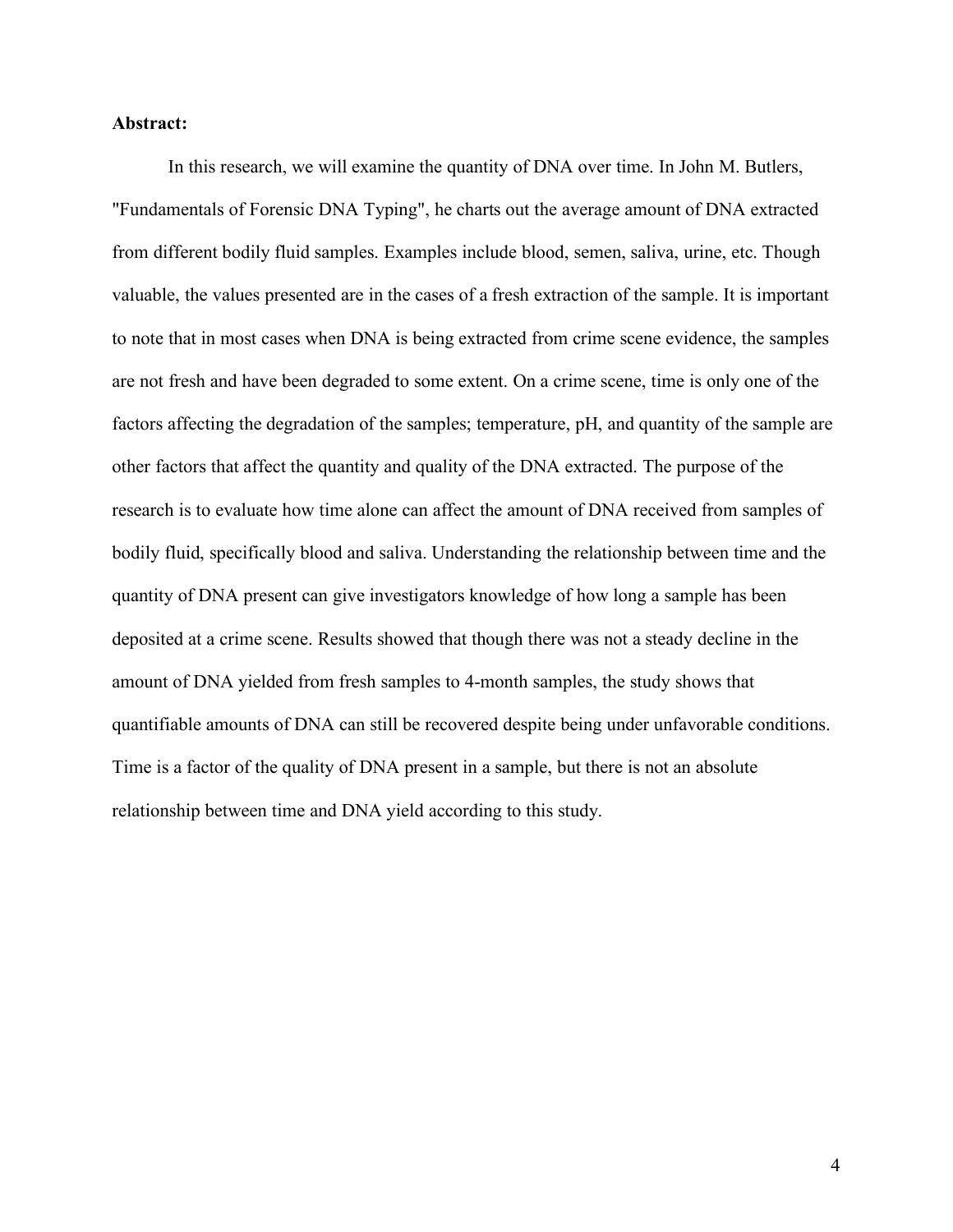**Abstract:**

In this research, we will examine the quantity of DNA over time. In John M. Butlers, "Fundamentals of Forensic DNA Typing", he charts out the average amount of DNA extracted from different bodily fluid samples. Examples include blood, semen, saliva, urine, etc. Though valuable, the values presented are in the cases of a fresh extraction of the sample. It is important to note that in most cases when DNA is being extracted from crime scene evidence, the samples are not fresh and have been degraded to some extent. On a crime scene, time is only one of the factors affecting the degradation of the samples; temperature, pH, and quantity of the sample are other factors that affect the quantity and quality of the DNA extracted. The purpose of the research is to evaluate how time alone can affect the amount of DNA received from samples of bodily fluid, specifically blood and saliva. Understanding the relationship between time and the quantity of DNA present can give investigators knowledge of how long a sample has been deposited at a crime scene. Results showed that though there was not a steady decline in the amount of DNA yielded from fresh samples to 4-month samples, the study shows that quantifiable amounts of DNA can still be recovered despite being under unfavorable conditions. Time is a factor of the quality of DNA present in a sample, but there is not an absolute relationship between time and DNA yield according to this study.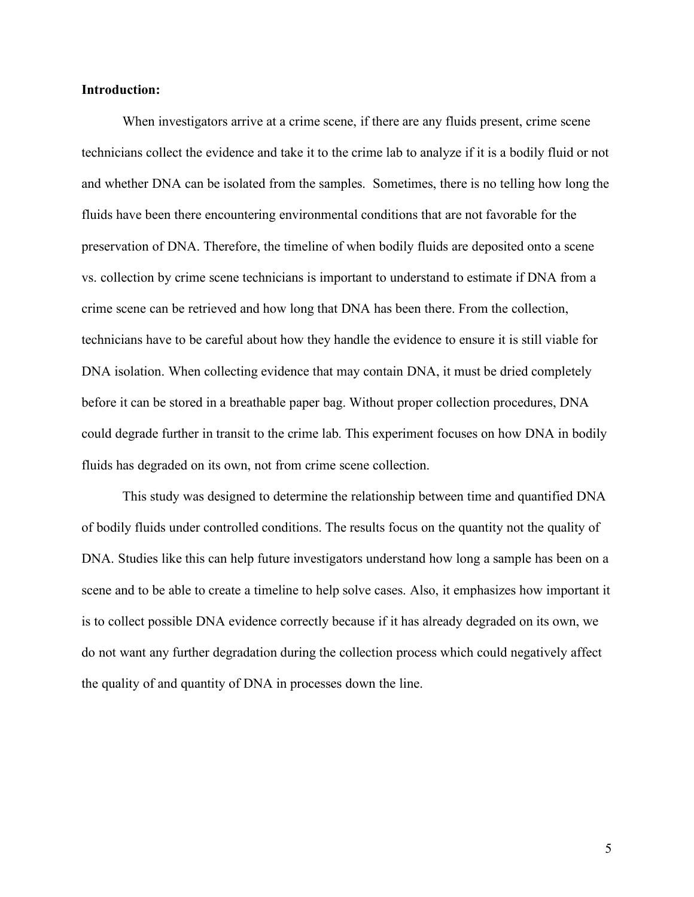**Introduction:**

When investigators arrive at a crime scene, if there are any fluids present, crime scene technicians collect the evidence and take it to the crime lab to analyze if it is a bodily fluid or not and whether DNA can be isolated from the samples. Sometimes, there is no telling how long the fluids have been there encountering environmental conditions that are not favorable for the preservation of DNA. Therefore, the timeline of when bodily fluids are deposited onto a scene vs. collection by crime scene technicians is important to understand to estimate if DNA from a crime scene can be retrieved and how long that DNA has been there. From the collection, technicians have to be careful about how they handle the evidence to ensure it is still viable for DNA isolation. When collecting evidence that may contain DNA, it must be dried completely before it can be stored in a breathable paper bag. Without proper collection procedures, DNA could degrade further in transit to the crime lab. This experiment focuses on how DNA in bodily fluids has degraded on its own, not from crime scene collection.

This study was designed to determine the relationship between time and quantified DNA of bodily fluids under controlled conditions. The results focus on the quantity not the quality of DNA. Studies like this can help future investigators understand how long a sample has been on a scene and to be able to create a timeline to help solve cases. Also, it emphasizes how important it is to collect possible DNA evidence correctly because if it has already degraded on its own, we do not want any further degradation during the collection process which could negatively affect the quality of and quantity of DNA in processes down the line.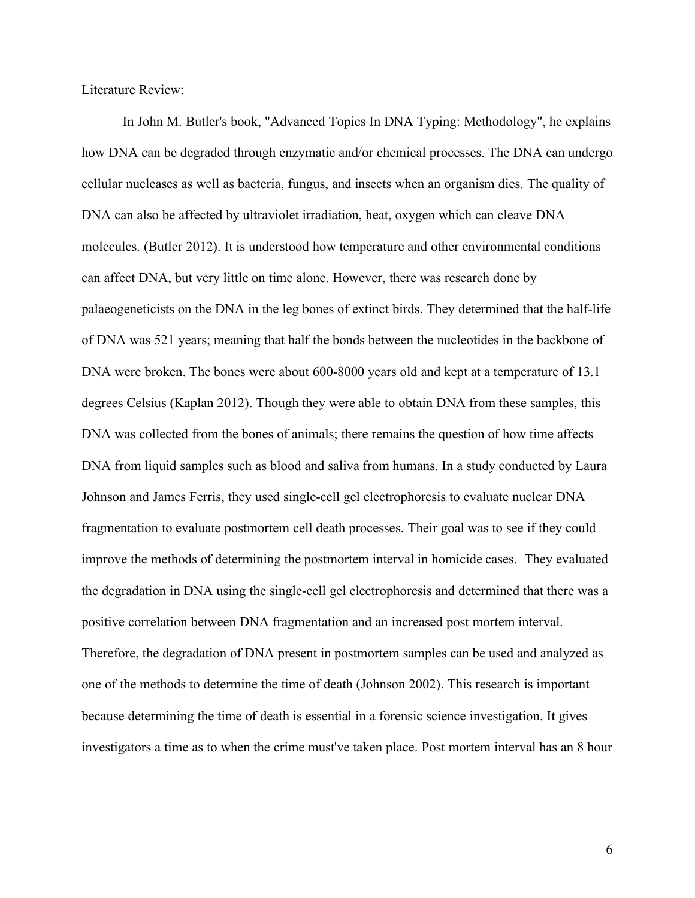Literature Review:

In John M. Butler's book, "Advanced Topics In DNA Typing: Methodology", he explains how DNA can be degraded through enzymatic and/or chemical processes. The DNA can undergo cellular nucleases as well as bacteria, fungus, and insects when an organism dies. The quality of DNA can also be affected by ultraviolet irradiation, heat, oxygen which can cleave DNA molecules. (Butler 2012). It is understood how temperature and other environmental conditions can affect DNA, but very little on time alone. However, there was research done by palaeogeneticists on the DNA in the leg bones of extinct birds. They determined that the half-life of DNA was 521 years; meaning that half the bonds between the nucleotides in the backbone of DNA were broken. The bones were about 600-8000 years old and kept at a temperature of 13.1 degrees Celsius (Kaplan 2012). Though they were able to obtain DNA from these samples, this DNA was collected from the bones of animals; there remains the question of how time affects DNA from liquid samples such as blood and saliva from humans. In a study conducted by Laura Johnson and James Ferris, they used single-cell gel electrophoresis to evaluate nuclear DNA fragmentation to evaluate postmortem cell death processes. Their goal was to see if they could improve the methods of determining the postmortem interval in homicide cases. They evaluated the degradation in DNA using the single-cell gel electrophoresis and determined that there was a positive correlation between DNA fragmentation and an increased post mortem interval. Therefore, the degradation of DNA present in postmortem samples can be used and analyzed as one of the methods to determine the time of death (Johnson 2002). This research is important because determining the time of death is essential in a forensic science investigation. It gives investigators a time as to when the crime must've taken place. Post mortem interval has an 8 hour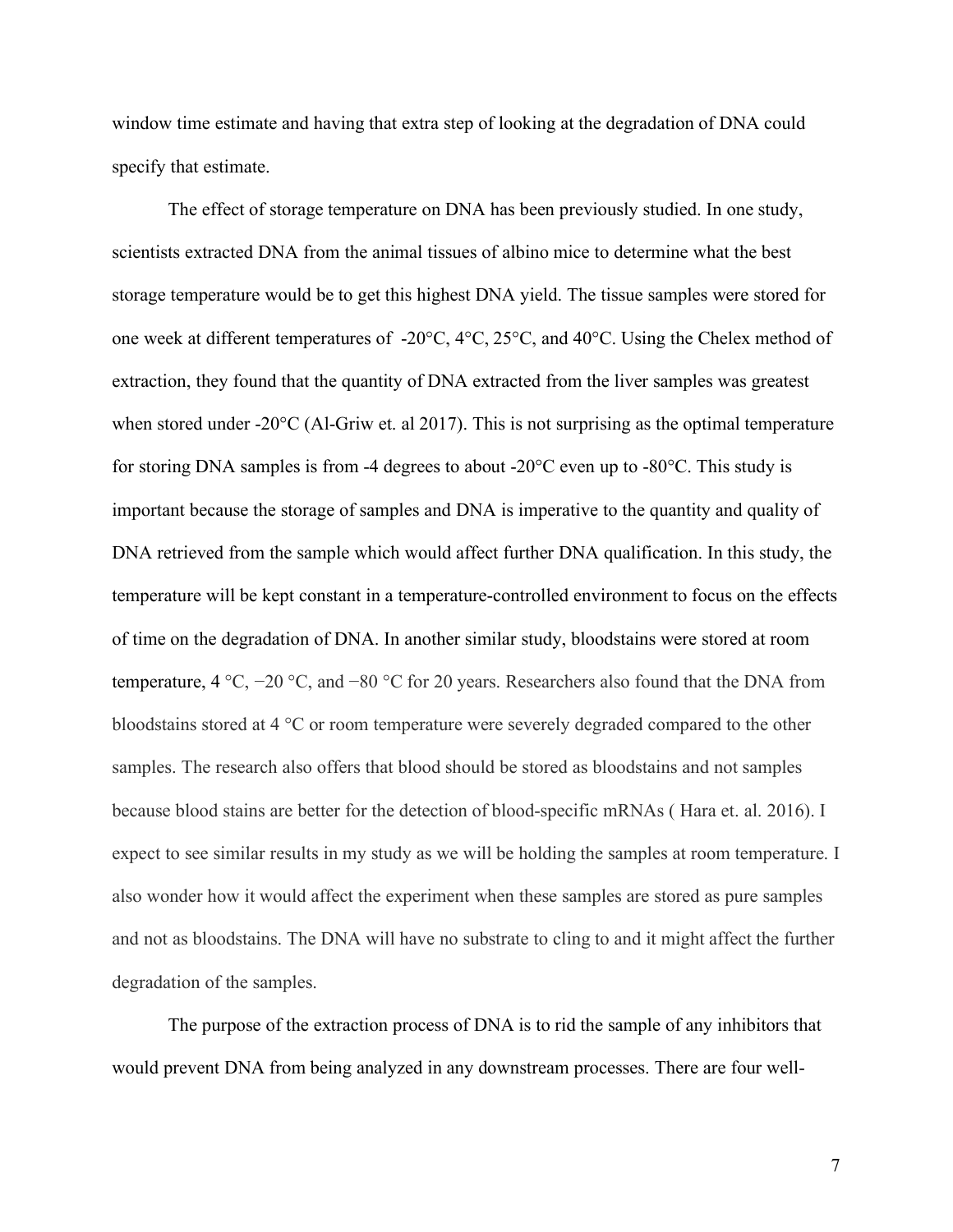window time estimate and having that extra step of looking at the degradation of DNA could specify that estimate.

The effect of storage temperature on DNA has been previously studied. In one study, scientists extracted DNA from the animal tissues of albino mice to determine what the best storage temperature would be to get this highest DNA yield. The tissue samples were stored for one week at different temperatures of -20°C, 4°C, 25°C, and 40°C. Using the Chelex method of extraction, they found that the quantity of DNA extracted from the liver samples was greatest when stored under -20°C (Al-Griw et. al 2017). This is not surprising as the optimal temperature for storing DNA samples is from -4 degrees to about -20°C even up to -80°C. This study is important because the storage of samples and DNA is imperative to the quantity and quality of DNA retrieved from the sample which would affect further DNA qualification. In this study, the temperature will be kept constant in a temperature-controlled environment to focus on the effects of time on the degradation of DNA. In another similar study, bloodstains were stored at room temperature, 4 °C, −20 °C, and −80 °C for 20 years. Researchers also found that the DNA from bloodstains stored at 4 °C or room temperature were severely degraded compared to the other samples. The research also offers that blood should be stored as bloodstains and not samples because blood stains are better for the detection of blood-specific mRNAs ( Hara et. al. 2016). I expect to see similar results in my study as we will be holding the samples at room temperature. I also wonder how it would affect the experiment when these samples are stored as pure samples and not as bloodstains. The DNA will have no substrate to cling to and it might affect the further degradation of the samples.

The purpose of the extraction process of DNA is to rid the sample of any inhibitors that would prevent DNA from being analyzed in any downstream processes. There are four well-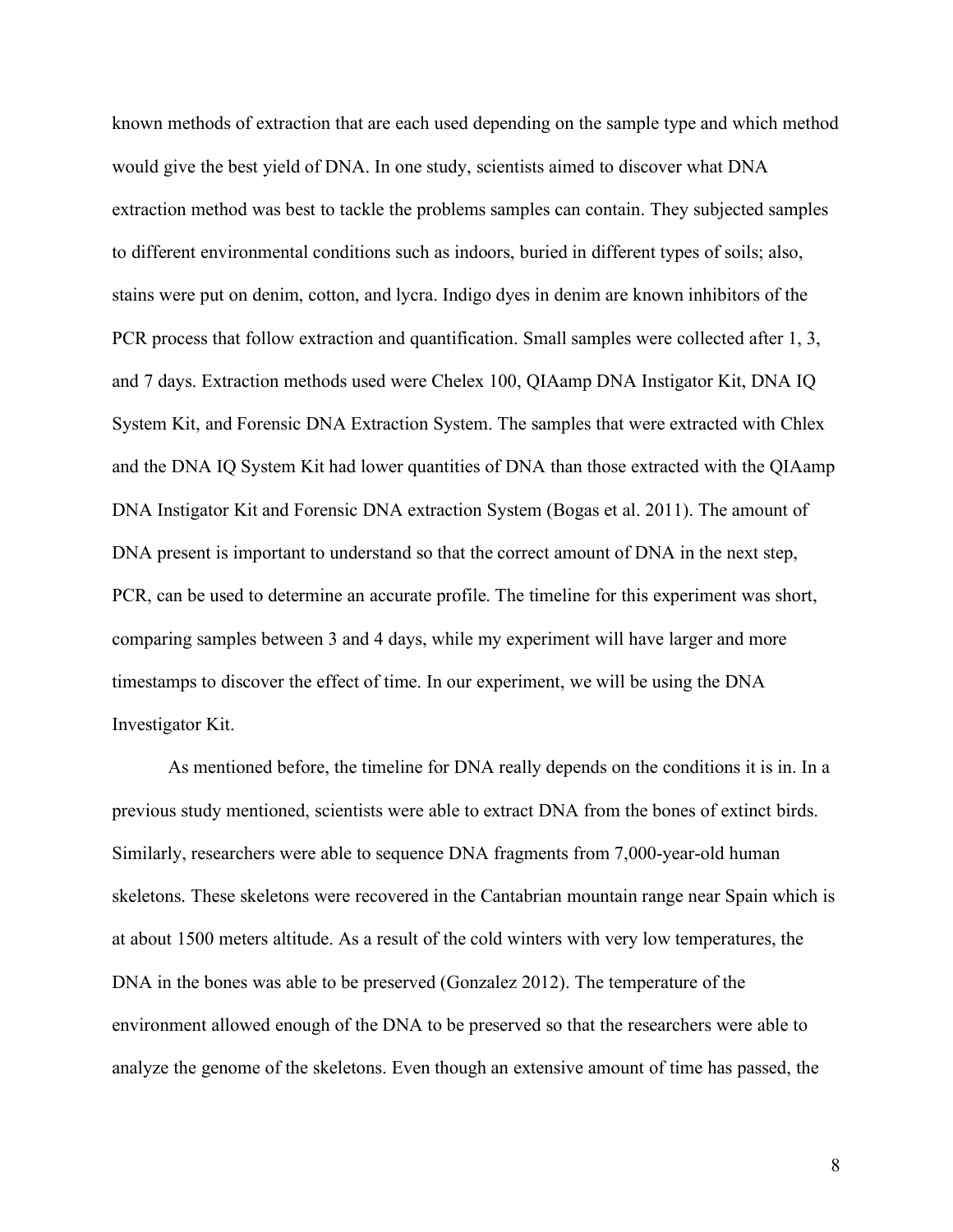known methods of extraction that are each used depending on the sample type and which method would give the best yield of DNA. In one study, scientists aimed to discover what DNA extraction method was best to tackle the problems samples can contain. They subjected samples to different environmental conditions such as indoors, buried in different types of soils; also, stains were put on denim, cotton, and lycra. Indigo dyes in denim are known inhibitors of the PCR process that follow extraction and quantification. Small samples were collected after 1, 3, and 7 days. Extraction methods used were Chelex 100, QIAamp DNA Instigator Kit, DNA IQ System Kit, and Forensic DNA Extraction System. The samples that were extracted with Chlex and the DNA IQ System Kit had lower quantities of DNA than those extracted with the QIAamp DNA Instigator Kit and Forensic DNA extraction System (Bogas et al. 2011). The amount of DNA present is important to understand so that the correct amount of DNA in the next step, PCR, can be used to determine an accurate profile. The timeline for this experiment was short, comparing samples between 3 and 4 days, while my experiment will have larger and more timestamps to discover the effect of time. In our experiment, we will be using the DNA Investigator Kit.

As mentioned before, the timeline for DNA really depends on the conditions it is in. In a previous study mentioned, scientists were able to extract DNA from the bones of extinct birds. Similarly, researchers were able to sequence DNA fragments from 7,000-year-old human skeletons. These skeletons were recovered in the Cantabrian mountain range near Spain which is at about 1500 meters altitude. As a result of the cold winters with very low temperatures, the DNA in the bones was able to be preserved (Gonzalez 2012). The temperature of the environment allowed enough of the DNA to be preserved so that the researchers were able to analyze the genome of the skeletons. Even though an extensive amount of time has passed, the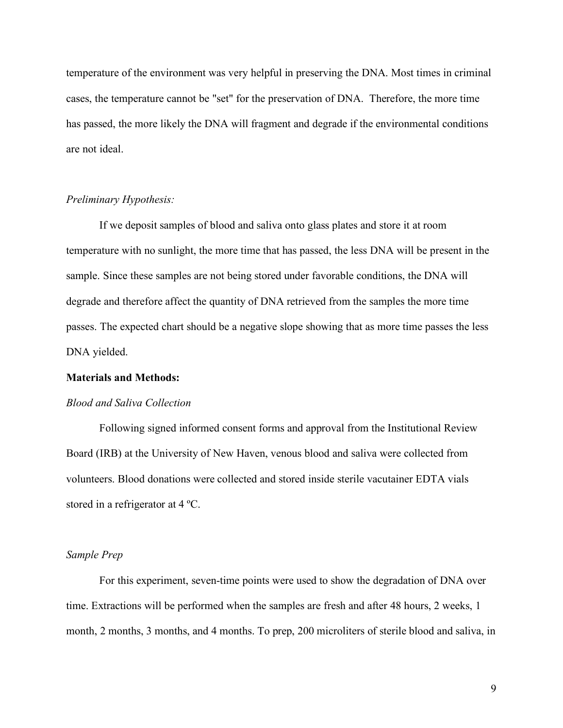temperature of the environment was very helpful in preserving the DNA. Most times in criminal cases, the temperature cannot be "set" for the preservation of DNA. Therefore, the more time has passed, the more likely the DNA will fragment and degrade if the environmental conditions are not ideal.

*Preliminary Hypothesis:*

If we deposit samples of blood and saliva onto glass plates and store it at room temperature with no sunlight, the more time that has passed, the less DNA will be present in the sample. Since these samples are not being stored under favorable conditions, the DNA will degrade and therefore affect the quantity of DNA retrieved from the samples the more time passes. The expected chart should be a negative slope showing that as more time passes the less DNA yielded.

**Materials and Methods:**

*Blood and Saliva Collection*

Following signed informed consent forms and approval from the Institutional Review Board (IRB) at the University of New Haven, venous blood and saliva were collected from volunteers. Blood donations were collected and stored inside sterile vacutainer EDTA vials stored in a refrigerator at 4 ºC.

*Sample Prep*

For this experiment, seven-time points were used to show the degradation of DNA over time. Extractions will be performed when the samples are fresh and after 48 hours, 2 weeks, 1 month, 2 months, 3 months, and 4 months. To prep, 200 microliters of sterile blood and saliva, in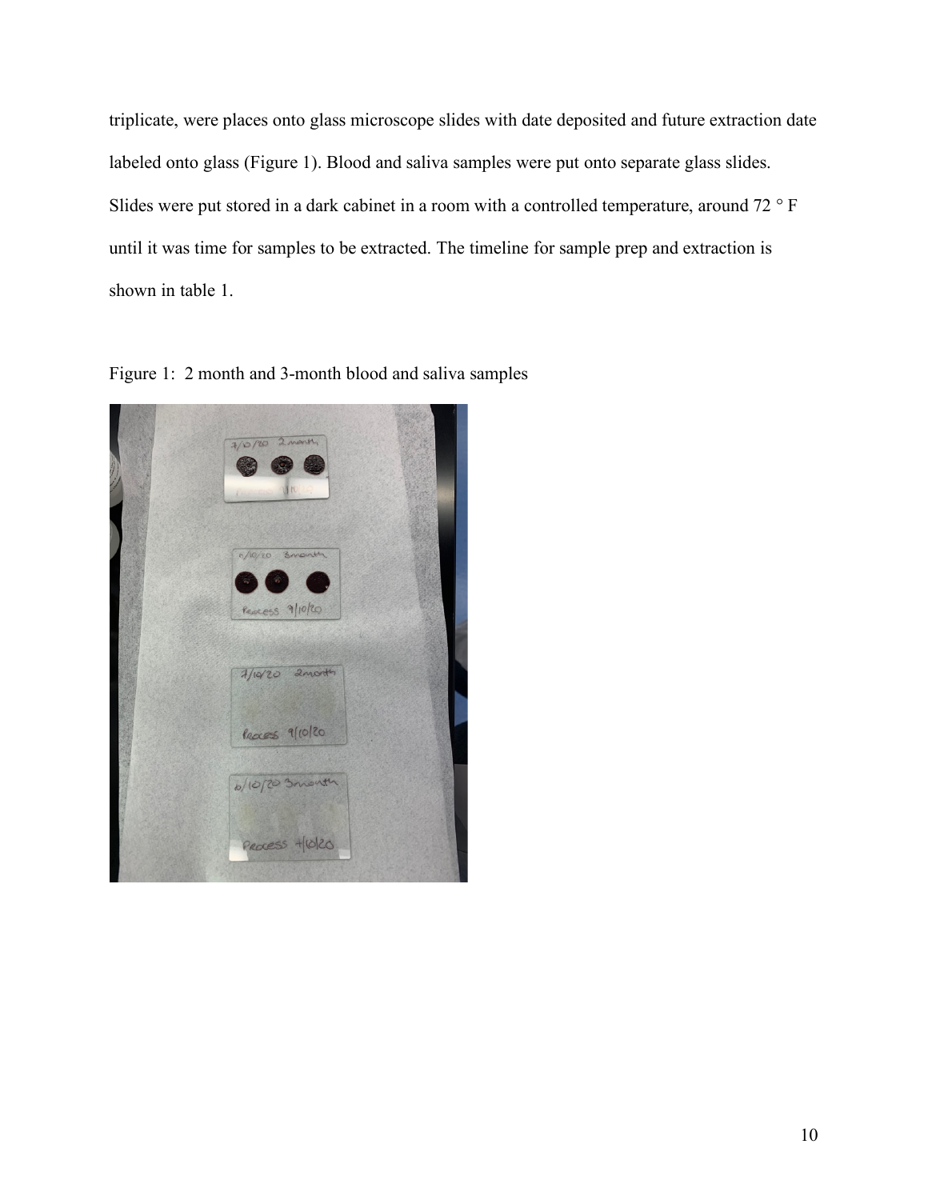triplicate, were places onto glass microscope slides with date deposited and future extraction date labeled onto glass (Figure 1). Blood and saliva samples were put onto separate glass slides. Slides were put stored in a dark cabinet in a room with a controlled temperature, around 72 ° F until it was time for samples to be extracted. The timeline for sample prep and extraction is shown in table 1.

Figure 1: 2 month and 3-month blood and saliva samples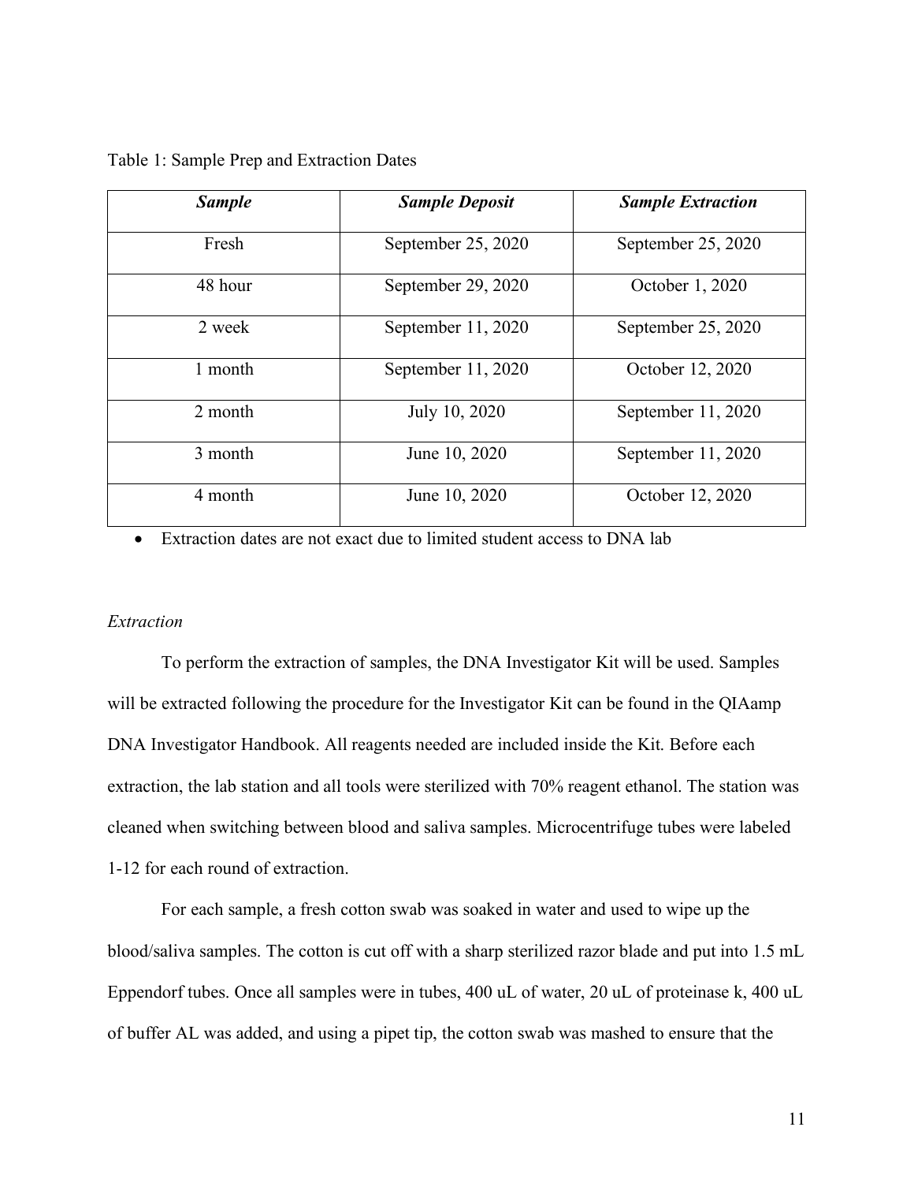Table 1: Sample Prep and Extraction Dates

| ***Sample*** | ***Sample Deposit*** | ***Sample Extraction*** |
|---|---|---|
| Fresh | September 25, 2020 | September 25, 2020 |
| 48 hour | September 29, 2020 | October 1, 2020 |
| 2 week | September 11, 2020 | September 25, 2020 |
| 1 month | September 11, 2020 | October 12, 2020 |
| 2 month | July 10, 2020 | September 11, 2020 |
| 3 month | June 10, 2020 | September 11, 2020 |
| 4 month | June 10, 2020 | October 12, 2020 |

- Extraction dates are not exact due to limited student access to DNA lab

*Extraction*

To perform the extraction of samples, the DNA Investigator Kit will be used. Samples will be extracted following the procedure for the Investigator Kit can be found in the QIAamp DNA Investigator Handbook. All reagents needed are included inside the Kit. Before each extraction, the lab station and all tools were sterilized with 70% reagent ethanol. The station was cleaned when switching between blood and saliva samples. Microcentrifuge tubes were labeled 1-12 for each round of extraction.

For each sample, a fresh cotton swab was soaked in water and used to wipe up the blood/saliva samples. The cotton is cut off with a sharp sterilized razor blade and put into 1.5 mL Eppendorf tubes. Once all samples were in tubes, 400 uL of water, 20 uL of proteinase k, 400 uL of buffer AL was added, and using a pipet tip, the cotton swab was mashed to ensure that the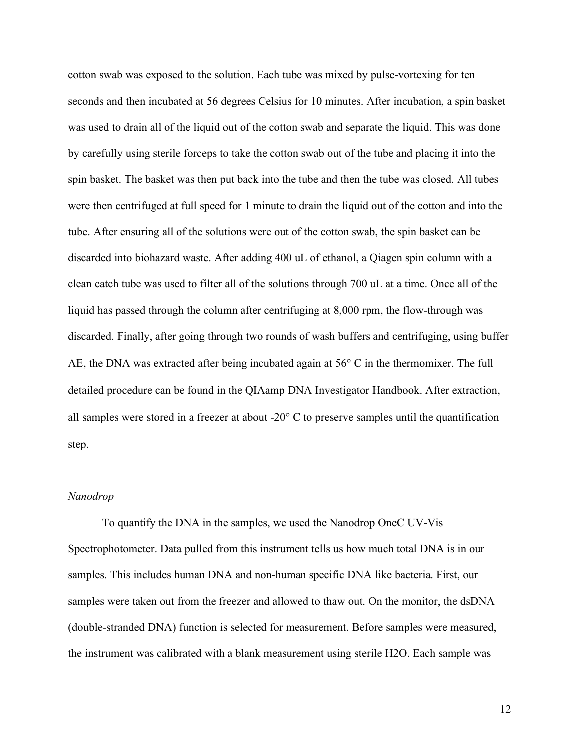cotton swab was exposed to the solution. Each tube was mixed by pulse-vortexing for ten seconds and then incubated at 56 degrees Celsius for 10 minutes. After incubation, a spin basket was used to drain all of the liquid out of the cotton swab and separate the liquid. This was done by carefully using sterile forceps to take the cotton swab out of the tube and placing it into the spin basket. The basket was then put back into the tube and then the tube was closed. All tubes were then centrifuged at full speed for 1 minute to drain the liquid out of the cotton and into the tube. After ensuring all of the solutions were out of the cotton swab, the spin basket can be discarded into biohazard waste. After adding 400 uL of ethanol, a Qiagen spin column with a clean catch tube was used to filter all of the solutions through 700 uL at a time. Once all of the liquid has passed through the column after centrifuging at 8,000 rpm, the flow-through was discarded. Finally, after going through two rounds of wash buffers and centrifuging, using buffer AE, the DNA was extracted after being incubated again at 56° C in the thermomixer. The full detailed procedure can be found in the QIAamp DNA Investigator Handbook. After extraction, all samples were stored in a freezer at about -20° C to preserve samples until the quantification step.

*Nanodrop*

To quantify the DNA in the samples, we used the Nanodrop OneC UV-Vis Spectrophotometer. Data pulled from this instrument tells us how much total DNA is in our samples. This includes human DNA and non-human specific DNA like bacteria. First, our samples were taken out from the freezer and allowed to thaw out. On the monitor, the dsDNA (double-stranded DNA) function is selected for measurement. Before samples were measured, the instrument was calibrated with a blank measurement using sterile $H_2O$. Each sample was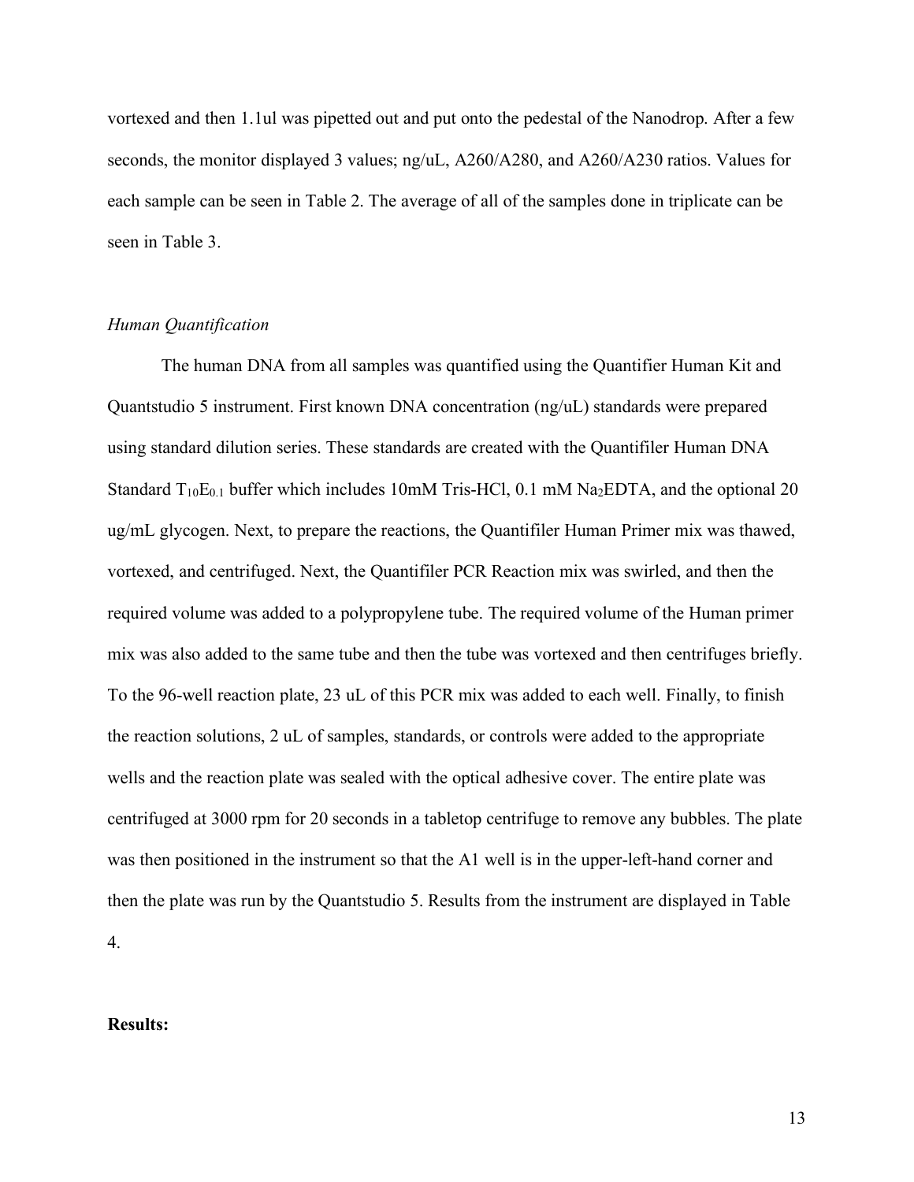vortexed and then 1.1ul was pipetted out and put onto the pedestal of the Nanodrop. After a few seconds, the monitor displayed 3 values; ng/uL, A260/A280, and A260/A230 ratios. Values for each sample can be seen in Table 2. The average of all of the samples done in triplicate can be seen in Table 3.

*Human Quantification*

The human DNA from all samples was quantified using the Quantifier Human Kit and Quantstudio 5 instrument. First known DNA concentration (ng/uL) standards were prepared using standard dilution series. These standards are created with the Quantifiler Human DNA Standard $T_{10}E_{0.1}$ buffer which includes 10mM Tris-HCl, 0.1 mM $Na_2EDTA$, and the optional 20 ug/mL glycogen. Next, to prepare the reactions, the Quantifiler Human Primer mix was thawed, vortexed, and centrifuged. Next, the Quantifiler PCR Reaction mix was swirled, and then the required volume was added to a polypropylene tube. The required volume of the Human primer mix was also added to the same tube and then the tube was vortexed and then centrifuges briefly. To the 96-well reaction plate, 23 uL of this PCR mix was added to each well. Finally, to finish the reaction solutions, 2 uL of samples, standards, or controls were added to the appropriate wells and the reaction plate was sealed with the optical adhesive cover. The entire plate was centrifuged at 3000 rpm for 20 seconds in a tabletop centrifuge to remove any bubbles. The plate was then positioned in the instrument so that the A1 well is in the upper-left-hand corner and then the plate was run by the Quantstudio 5. Results from the instrument are displayed in Table 4.

**Results:**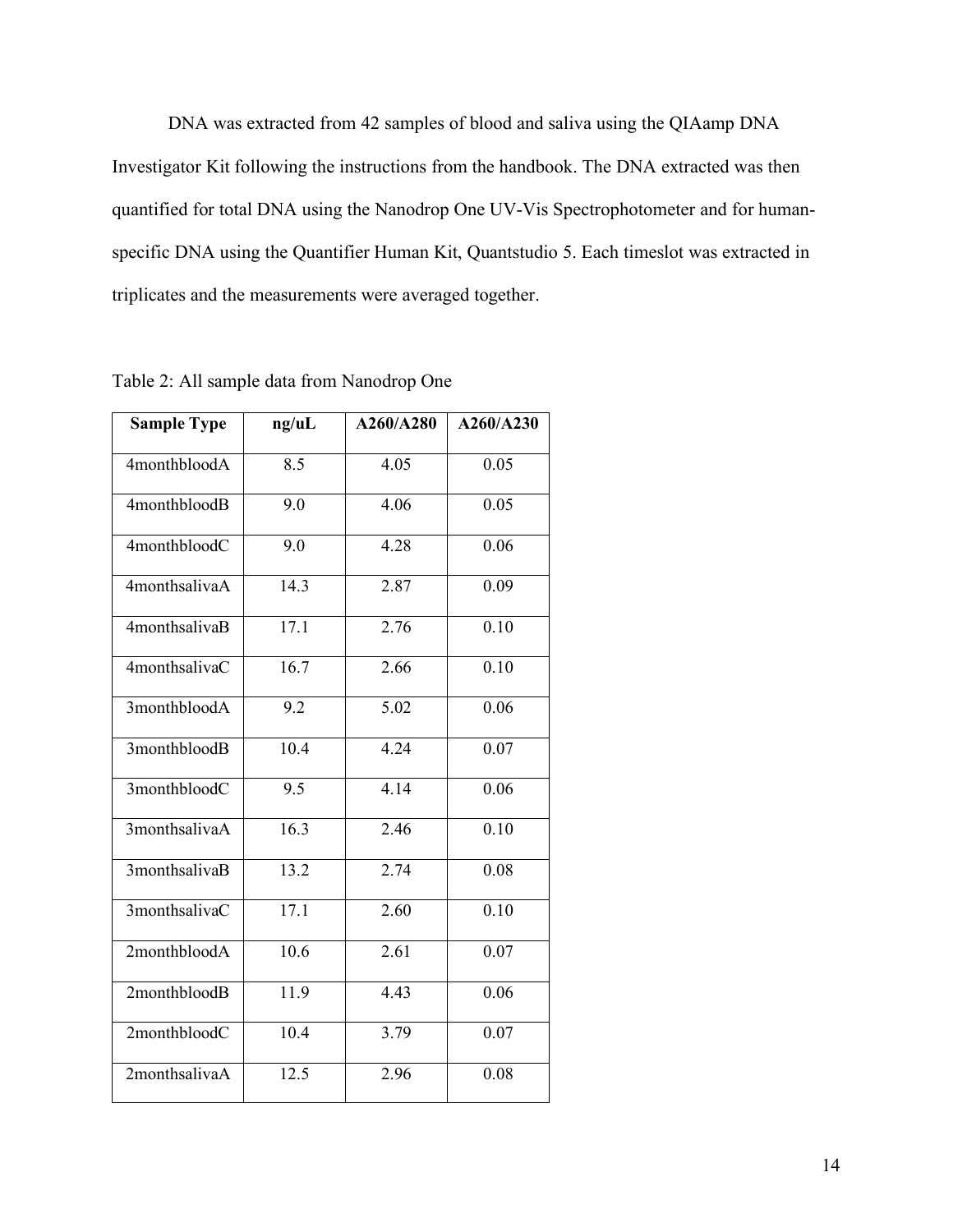DNA was extracted from 42 samples of blood and saliva using the QIAamp DNA Investigator Kit following the instructions from the handbook. The DNA extracted was then quantified for total DNA using the Nanodrop One UV-Vis Spectrophotometer and for human-specific DNA using the Quantifier Human Kit, Quantstudio 5. Each timeslot was extracted in triplicates and the measurements were averaged together.

Table 2: All sample data from Nanodrop One

| Sample Type | ng/uL | A260/A280 | A260/A230 |
|---|---|---|---|
| 4monthbloodA | 8.5 | 4.05 | 0.05 |
| 4monthbloodB | 9.0 | 4.06 | 0.05 |
| 4monthbloodC | 9.0 | 4.28 | 0.06 |
| 4monthsalivaA | 14.3 | 2.87 | 0.09 |
| 4monthsalivaB | 17.1 | 2.76 | 0.10 |
| 4monthsalivaC | 16.7 | 2.66 | 0.10 |
| 3monthbloodA | 9.2 | 5.02 | 0.06 |
| 3monthbloodB | 10.4 | 4.24 | 0.07 |
| 3monthbloodC | 9.5 | 4.14 | 0.06 |
| 3monthsalivaA | 16.3 | 2.46 | 0.10 |
| 3monthsalivaB | 13.2 | 2.74 | 0.08 |
| 3monthsalivaC | 17.1 | 2.60 | 0.10 |
| 2monthbloodA | 10.6 | 2.61 | 0.07 |
| 2monthbloodB | 11.9 | 4.43 | 0.06 |
| 2monthbloodC | 10.4 | 3.79 | 0.07 |
| 2monthsalivaA | 12.5 | 2.96 | 0.08 |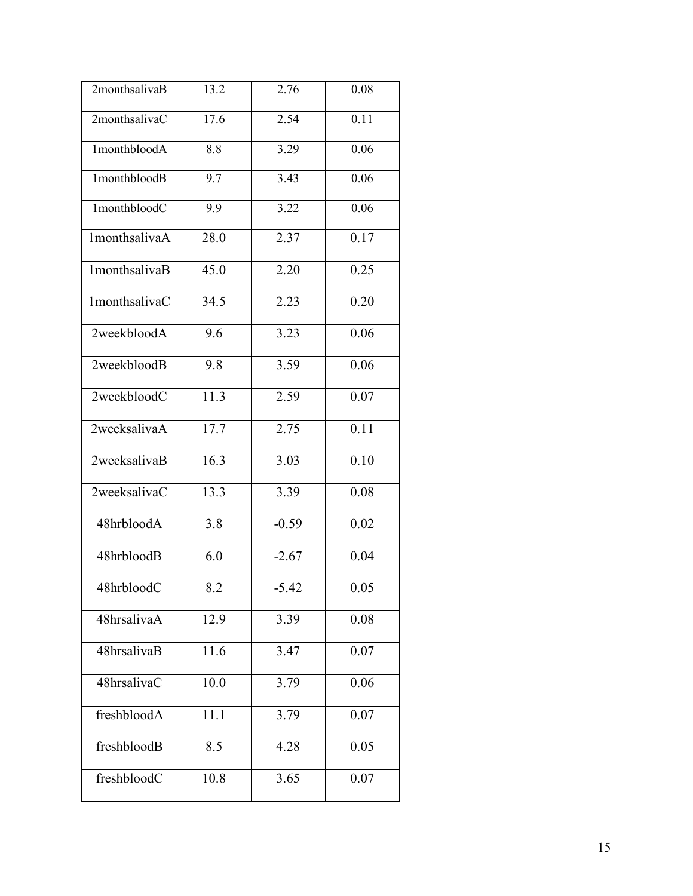| | | | |
|---|---|---|---|
| 2monthsalivaB | 13.2 | 2.76 | 0.08 |
| 2monthsalivaC | 17.6 | 2.54 | 0.11 |
| 1monthbloodA | 8.8 | 3.29 | 0.06 |
| 1monthbloodB | 9.7 | 3.43 | 0.06 |
| 1monthbloodC | 9.9 | 3.22 | 0.06 |
| 1monthsalivaA | 28.0 | 2.37 | 0.17 |
| 1monthsalivaB | 45.0 | 2.20 | 0.25 |
| 1monthsalivaC | 34.5 | 2.23 | 0.20 |
| 2weekbloodA | 9.6 | 3.23 | 0.06 |
| 2weekbloodB | 9.8 | 3.59 | 0.06 |
| 2weekbloodC | 11.3 | 2.59 | 0.07 |
| 2weeksalivaA | 17.7 | 2.75 | 0.11 |
| 2weeksalivaB | 16.3 | 3.03 | 0.10 |
| 2weeksalivaC | 13.3 | 3.39 | 0.08 |
| 48hrbloodA | 3.8 | -0.59 | 0.02 |
| 48hrbloodB | 6.0 | -2.67 | 0.04 |
| 48hrbloodC | 8.2 | -5.42 | 0.05 |
| 48hrsalivaA | 12.9 | 3.39 | 0.08 |
| 48hrsalivaB | 11.6 | 3.47 | 0.07 |
| 48hrsalivaC | 10.0 | 3.79 | 0.06 |
| freshbloodA | 11.1 | 3.79 | 0.07 |
| freshbloodB | 8.5 | 4.28 | 0.05 |
| freshbloodC | 10.8 | 3.65 | 0.07 |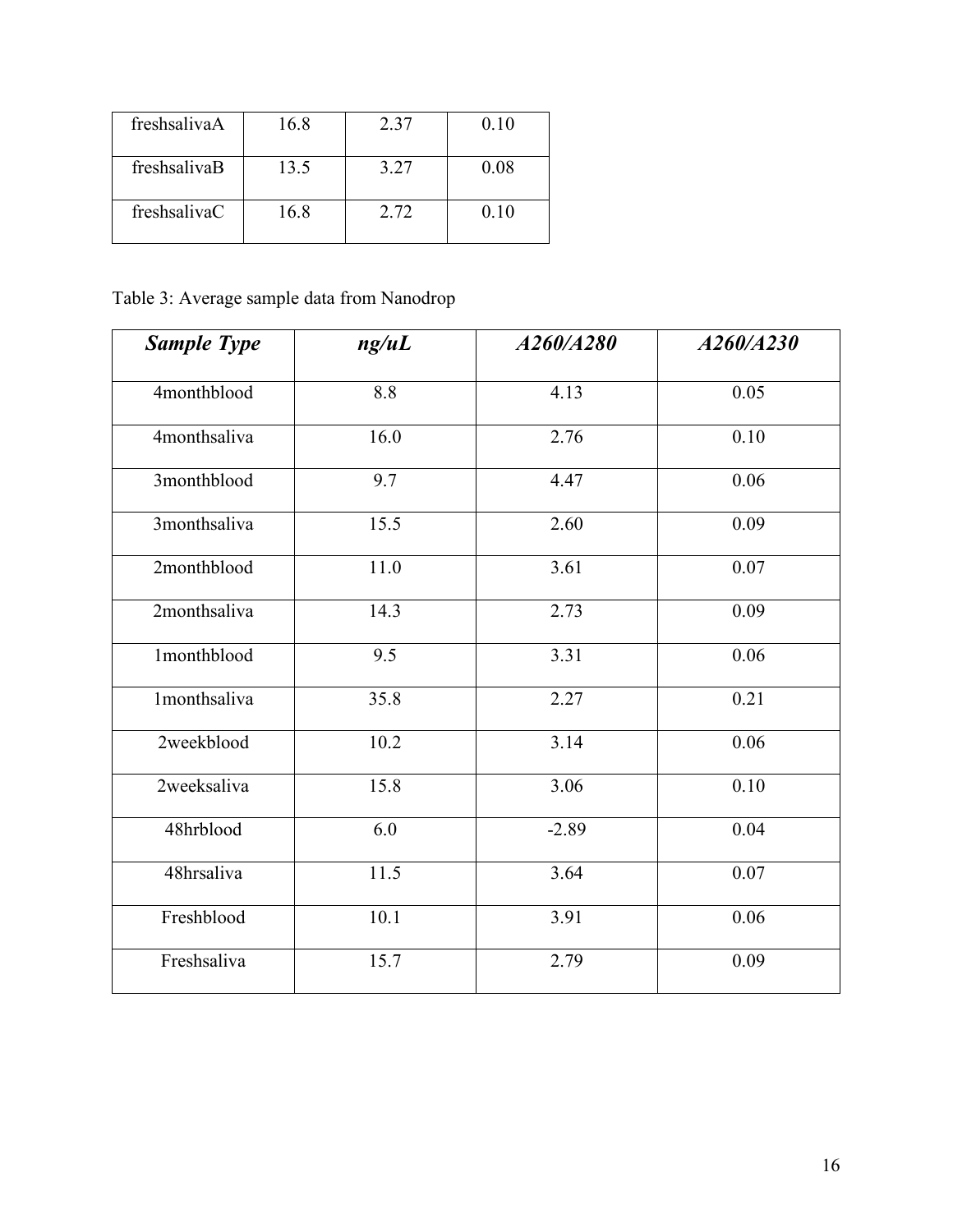| | | | |
|---|---|---|---|
| freshsalivaA | 16.8 | 2.37 | 0.10 |
| freshsalivaB | 13.5 | 3.27 | 0.08 |
| freshsalivaC | 16.8 | 2.72 | 0.10 |

Table 3: Average sample data from Nanodrop

| ***Sample Type*** | ***ng/uL*** | ***A260/A280*** | ***A260/A230*** |
|---|---|---|---|
| 4monthblood | 8.8 | 4.13 | 0.05 |
| 4monthsaliva | 16.0 | 2.76 | 0.10 |
| 3monthblood | 9.7 | 4.47 | 0.06 |
| 3monthsaliva | 15.5 | 2.60 | 0.09 |
| 2monthblood | 11.0 | 3.61 | 0.07 |
| 2monthsaliva | 14.3 | 2.73 | 0.09 |
| 1monthblood | 9.5 | 3.31 | 0.06 |
| 1monthsaliva | 35.8 | 2.27 | 0.21 |
| 2weekblood | 10.2 | 3.14 | 0.06 |
| 2weeksaliva | 15.8 | 3.06 | 0.10 |
| 48hrblood | 6.0 | -2.89 | 0.04 |
| 48hrsaliva | 11.5 | 3.64 | 0.07 |
| Freshblood | 10.1 | 3.91 | 0.06 |
| Freshsaliva | 15.7 | 2.79 | 0.09 |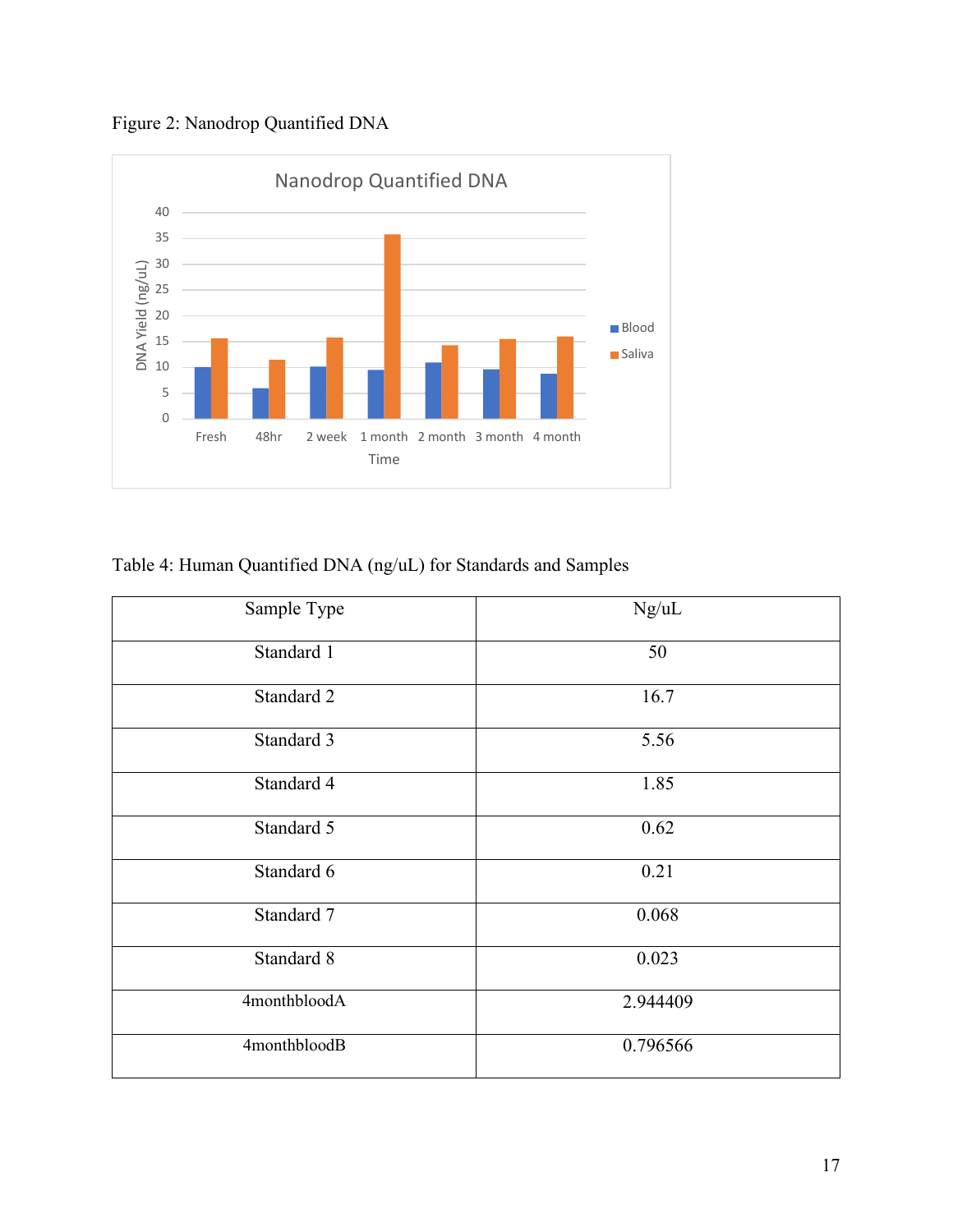Figure 2: Nanodrop Quantified DNA

Table 4: Human Quantified DNA (ng/uL) for Standards and Samples

| Sample Type | Ng/uL |
| --- | --- |
| Standard 1 | 50 |
| Standard 2 | 16.7 |
| Standard 3 | 5.56 |
| Standard 4 | 1.85 |
| Standard 5 | 0.62 |
| Standard 6 | 0.21 |
| Standard 7 | 0.068 |
| Standard 8 | 0.023 |
| 4monthbloodA | 2.944409 |
| 4monthbloodB | 0.796566 |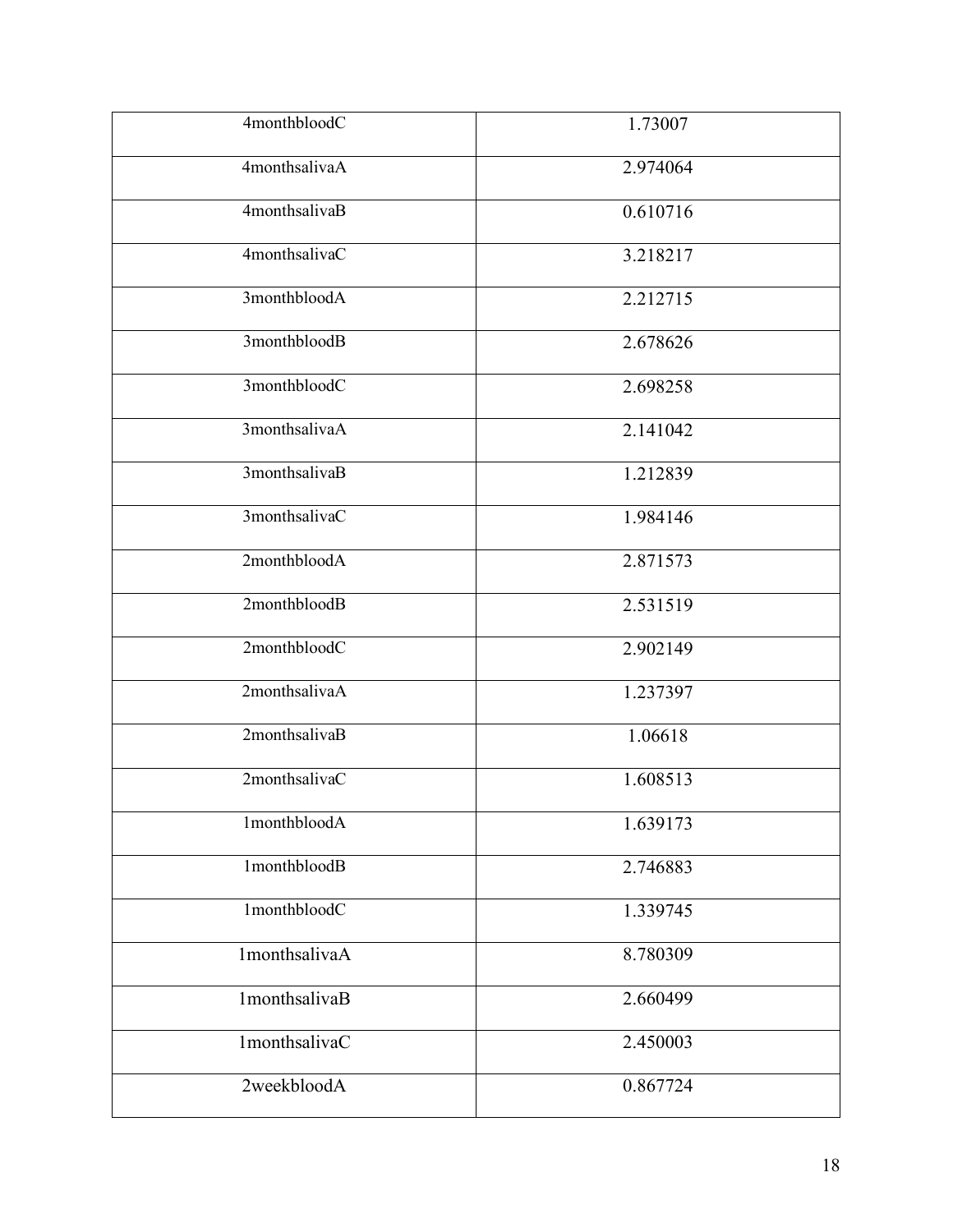| 4monthbloodC | 1.73007 |
|---|---|
| 4monthsalivaA | 2.974064 |
| 4monthsalivaB | 0.610716 |
| 4monthsalivaC | 3.218217 |
| 3monthbloodA | 2.212715 |
| 3monthbloodB | 2.678626 |
| 3monthbloodC | 2.698258 |
| 3monthsalivaA | 2.141042 |
| 3monthsalivaB | 1.212839 |
| 3monthsalivaC | 1.984146 |
| 2monthbloodA | 2.871573 |
| 2monthbloodB | 2.531519 |
| 2monthbloodC | 2.902149 |
| 2monthsalivaA | 1.237397 |
| 2monthsalivaB | 1.06618 |
| 2monthsalivaC | 1.608513 |
| 1monthbloodA | 1.639173 |
| 1monthbloodB | 2.746883 |
| 1monthbloodC | 1.339745 |
| 1monthsalivaA | 8.780309 |
| 1monthsalivaB | 2.660499 |
| 1monthsalivaC | 2.450003 |
| 2weekbloodA | 0.867724 |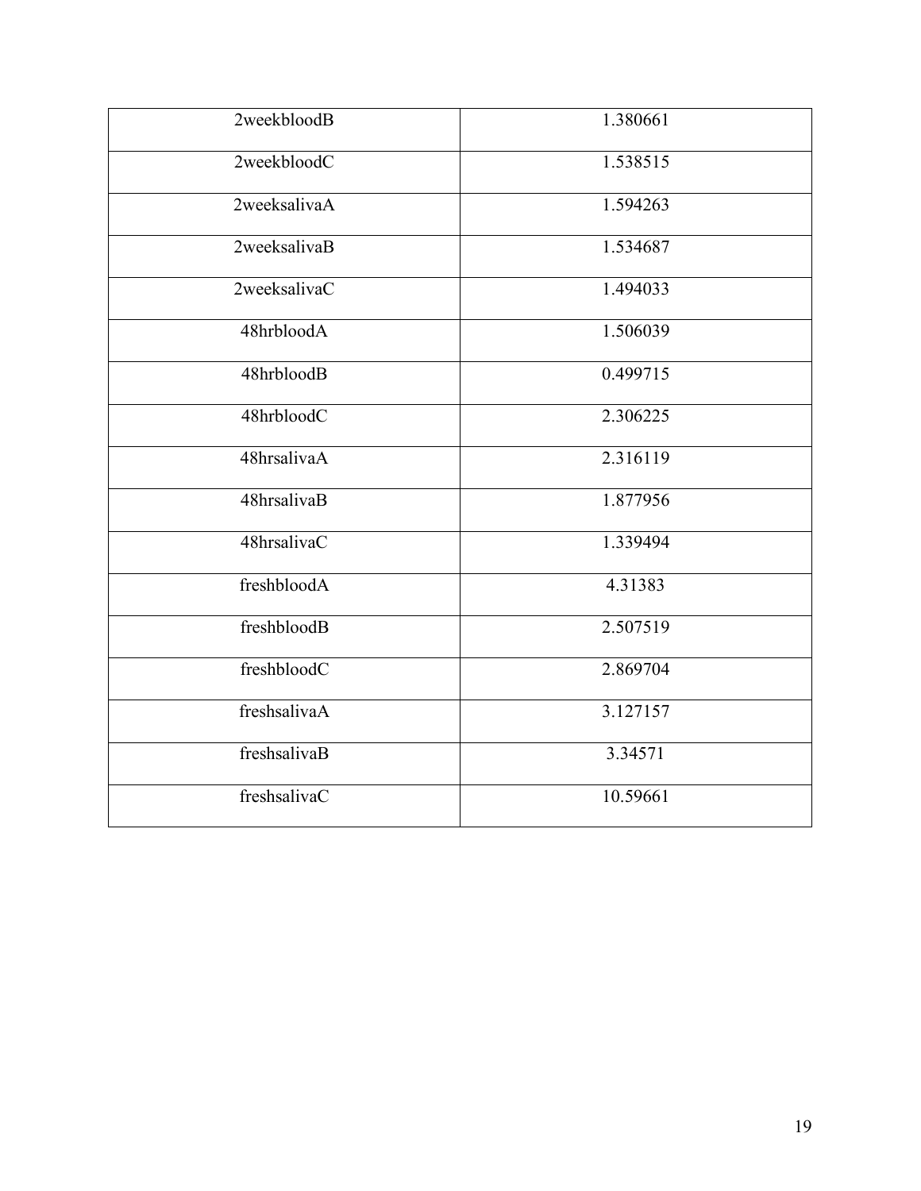| 2weekbloodB | 1.380661 |
|---|---|
| 2weekbloodC | 1.538515 |
| 2weeksalivaA | 1.594263 |
| 2weeksalivaB | 1.534687 |
| 2weeksalivaC | 1.494033 |
| 48hrbloodA | 1.506039 |
| 48hrbloodB | 0.499715 |
| 48hrbloodC | 2.306225 |
| 48hrsalivaA | 2.316119 |
| 48hrsalivaB | 1.877956 |
| 48hrsalivaC | 1.339494 |
| freshbloodA | 4.31383 |
| freshbloodB | 2.507519 |
| freshbloodC | 2.869704 |
| freshsalivaA | 3.127157 |
| freshsalivaB | 3.34571 |
| freshsalivaC | 10.59661 |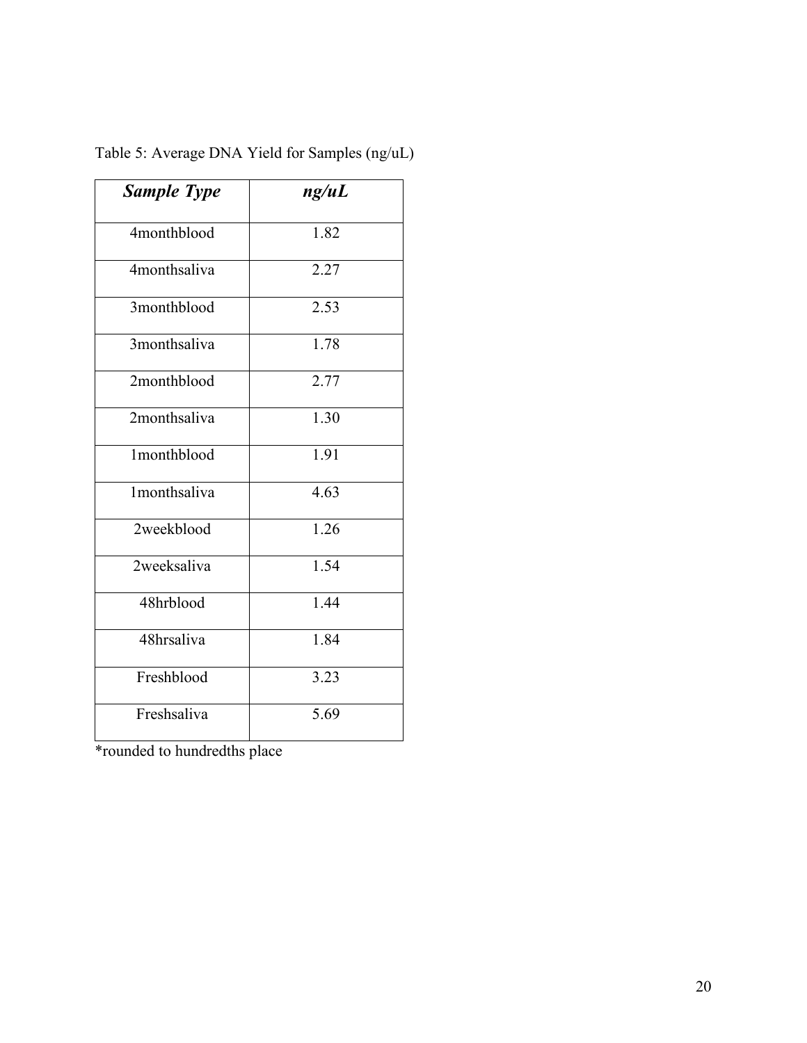Table 5: Average DNA Yield for Samples (ng/uL)

| ***Sample Type*** | ***ng/uL*** |
|---|---|
| 4monthblood | 1.82 |
| 4monthsaliva | 2.27 |
| 3monthblood | 2.53 |
| 3monthsaliva | 1.78 |
| 2monthblood | 2.77 |
| 2monthsaliva | 1.30 |
| 1monthblood | 1.91 |
| 1monthsaliva | 4.63 |
| 2weekblood | 1.26 |
| 2weeksaliva | 1.54 |
| 48hrblood | 1.44 |
| 48hrsaliva | 1.84 |
| Freshblood | 3.23 |
| Freshsaliva | 5.69 |

*rounded to hundredths place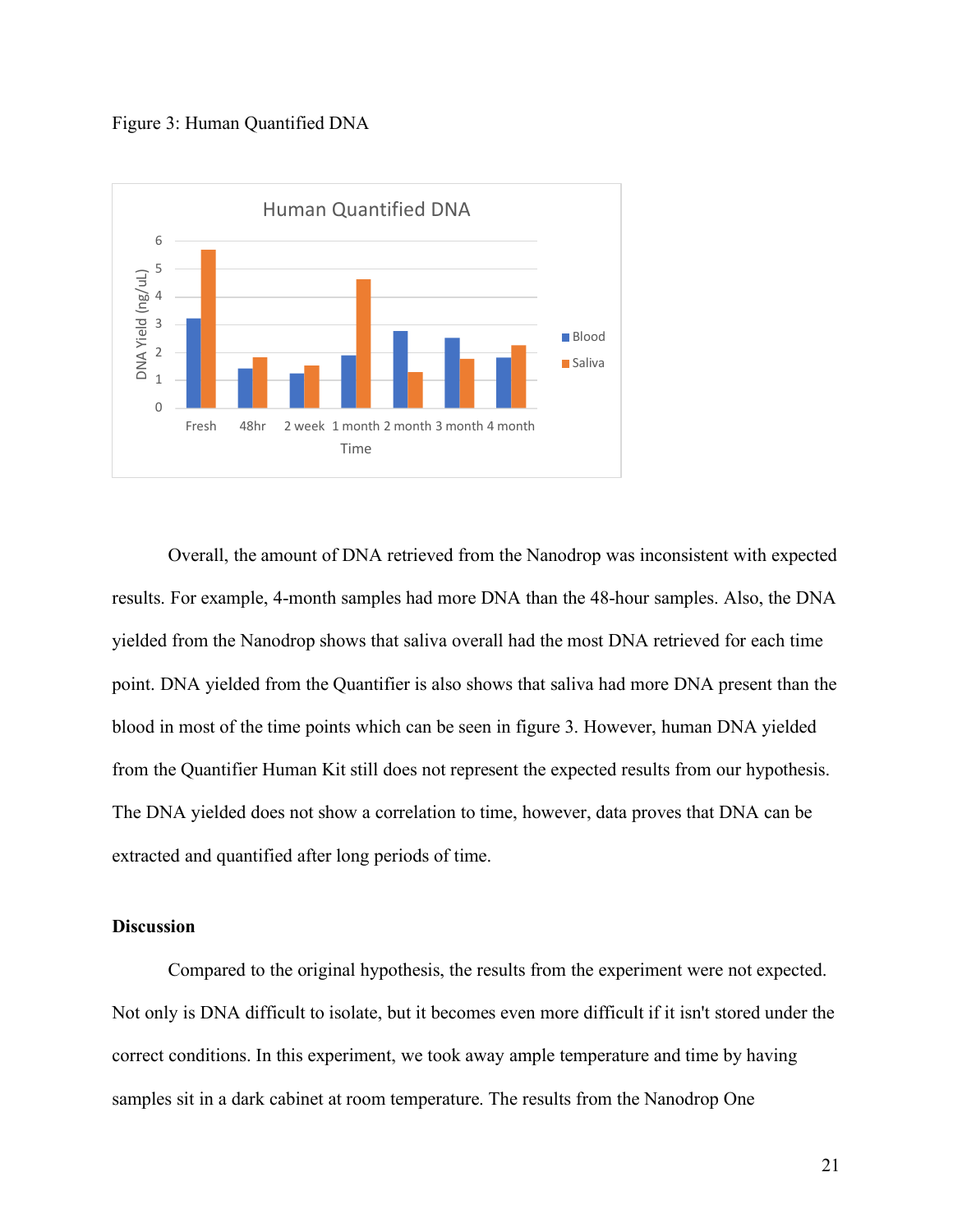Figure 3: Human Quantified DNA

Overall, the amount of DNA retrieved from the Nanodrop was inconsistent with expected results. For example, 4-month samples had more DNA than the 48-hour samples. Also, the DNA yielded from the Nanodrop shows that saliva overall had the most DNA retrieved for each time point. DNA yielded from the Quantifier is also shows that saliva had more DNA present than the blood in most of the time points which can be seen in figure 3. However, human DNA yielded from the Quantifier Human Kit still does not represent the expected results from our hypothesis. The DNA yielded does not show a correlation to time, however, data proves that DNA can be extracted and quantified after long periods of time.

**Discussion**

Compared to the original hypothesis, the results from the experiment were not expected. Not only is DNA difficult to isolate, but it becomes even more difficult if it isn't stored under the correct conditions. In this experiment, we took away ample temperature and time by having samples sit in a dark cabinet at room temperature. The results from the Nanodrop One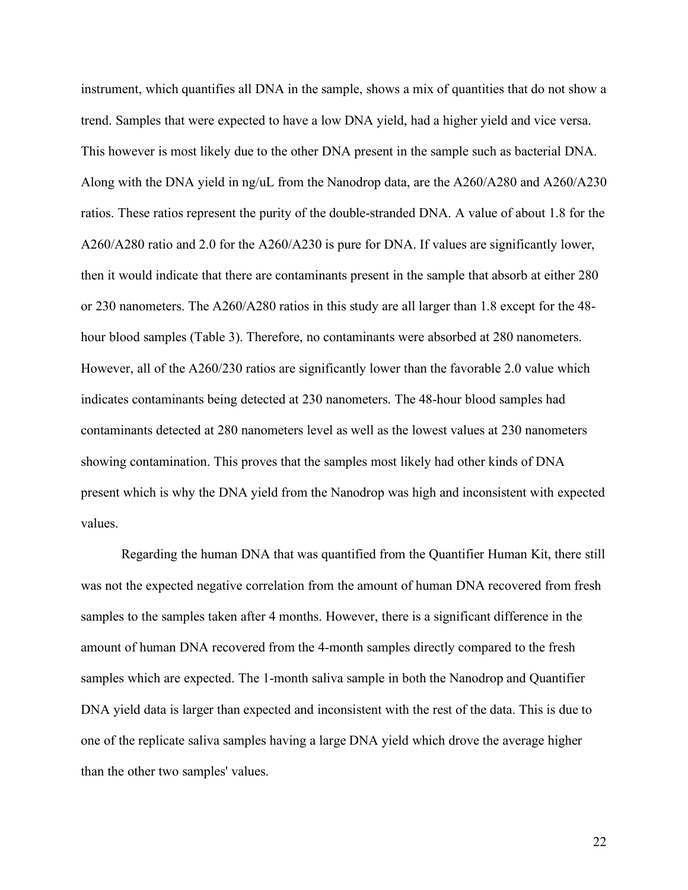instrument, which quantifies all DNA in the sample, shows a mix of quantities that do not show a trend. Samples that were expected to have a low DNA yield, had a higher yield and vice versa. This however is most likely due to the other DNA present in the sample such as bacterial DNA. Along with the DNA yield in ng/uL from the Nanodrop data, are the A260/A280 and A260/A230 ratios. These ratios represent the purity of the double-stranded DNA. A value of about 1.8 for the A260/A280 ratio and 2.0 for the A260/A230 is pure for DNA. If values are significantly lower, then it would indicate that there are contaminants present in the sample that absorb at either 280 or 230 nanometers. The A260/A280 ratios in this study are all larger than 1.8 except for the 48-hour blood samples (Table 3). Therefore, no contaminants were absorbed at 280 nanometers. However, all of the A260/230 ratios are significantly lower than the favorable 2.0 value which indicates contaminants being detected at 230 nanometers. The 48-hour blood samples had contaminants detected at 280 nanometers level as well as the lowest values at 230 nanometers showing contamination. This proves that the samples most likely had other kinds of DNA present which is why the DNA yield from the Nanodrop was high and inconsistent with expected values.

Regarding the human DNA that was quantified from the Quantifier Human Kit, there still was not the expected negative correlation from the amount of human DNA recovered from fresh samples to the samples taken after 4 months. However, there is a significant difference in the amount of human DNA recovered from the 4-month samples directly compared to the fresh samples which are expected. The 1-month saliva sample in both the Nanodrop and Quantifier DNA yield data is larger than expected and inconsistent with the rest of the data. This is due to one of the replicate saliva samples having a large DNA yield which drove the average higher than the other two samples' values.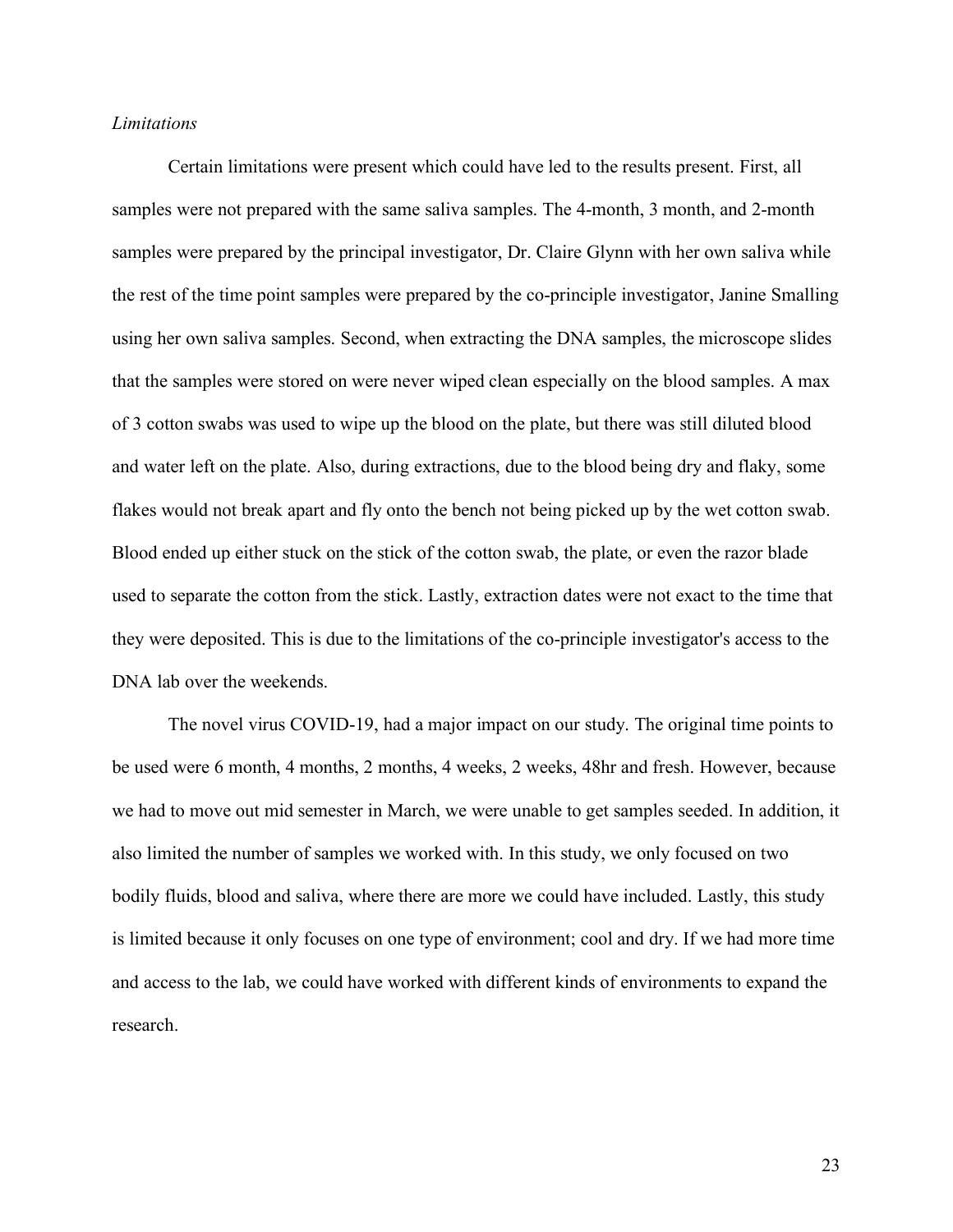*Limitations*

Certain limitations were present which could have led to the results present. First, all samples were not prepared with the same saliva samples. The 4-month, 3 month, and 2-month samples were prepared by the principal investigator, Dr. Claire Glynn with her own saliva while the rest of the time point samples were prepared by the co-principle investigator, Janine Smalling using her own saliva samples. Second, when extracting the DNA samples, the microscope slides that the samples were stored on were never wiped clean especially on the blood samples. A max of 3 cotton swabs was used to wipe up the blood on the plate, but there was still diluted blood and water left on the plate. Also, during extractions, due to the blood being dry and flaky, some flakes would not break apart and fly onto the bench not being picked up by the wet cotton swab. Blood ended up either stuck on the stick of the cotton swab, the plate, or even the razor blade used to separate the cotton from the stick. Lastly, extraction dates were not exact to the time that they were deposited. This is due to the limitations of the co-principle investigator's access to the DNA lab over the weekends.

The novel virus COVID-19, had a major impact on our study. The original time points to be used were 6 month, 4 months, 2 months, 4 weeks, 2 weeks, 48hr and fresh. However, because we had to move out mid semester in March, we were unable to get samples seeded. In addition, it also limited the number of samples we worked with. In this study, we only focused on two bodily fluids, blood and saliva, where there are more we could have included. Lastly, this study is limited because it only focuses on one type of environment; cool and dry. If we had more time and access to the lab, we could have worked with different kinds of environments to expand the research.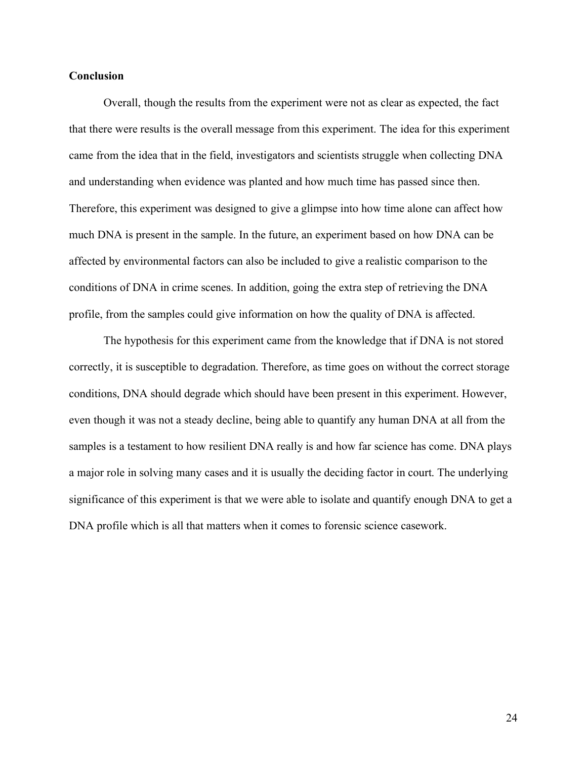**Conclusion**

Overall, though the results from the experiment were not as clear as expected, the fact that there were results is the overall message from this experiment. The idea for this experiment came from the idea that in the field, investigators and scientists struggle when collecting DNA and understanding when evidence was planted and how much time has passed since then. Therefore, this experiment was designed to give a glimpse into how time alone can affect how much DNA is present in the sample. In the future, an experiment based on how DNA can be affected by environmental factors can also be included to give a realistic comparison to the conditions of DNA in crime scenes. In addition, going the extra step of retrieving the DNA profile, from the samples could give information on how the quality of DNA is affected.

The hypothesis for this experiment came from the knowledge that if DNA is not stored correctly, it is susceptible to degradation. Therefore, as time goes on without the correct storage conditions, DNA should degrade which should have been present in this experiment. However, even though it was not a steady decline, being able to quantify any human DNA at all from the samples is a testament to how resilient DNA really is and how far science has come. DNA plays a major role in solving many cases and it is usually the deciding factor in court. The underlying significance of this experiment is that we were able to isolate and quantify enough DNA to get a DNA profile which is all that matters when it comes to forensic science casework.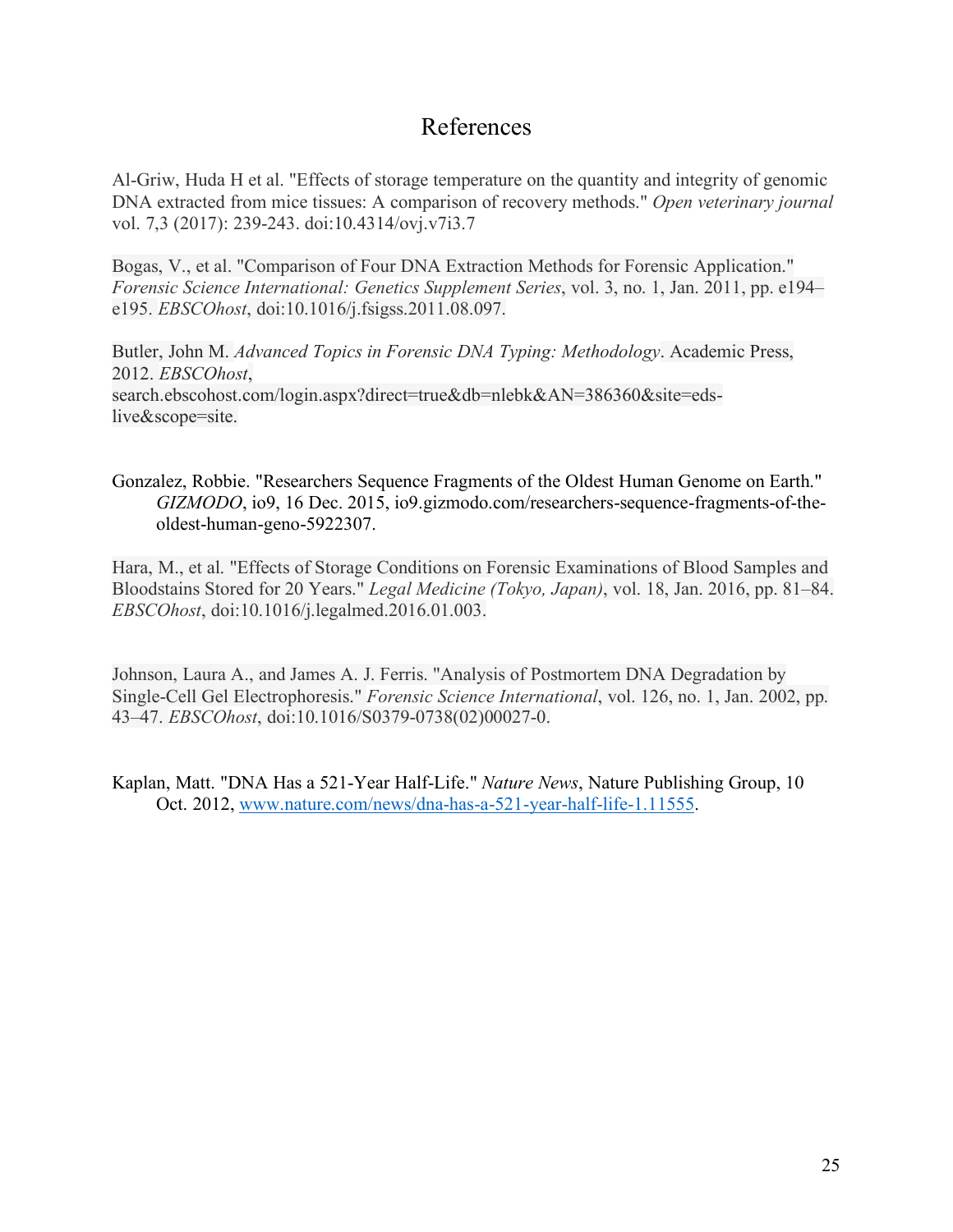# References

Al-Griw, Huda H et al. "Effects of storage temperature on the quantity and integrity of genomic DNA extracted from mice tissues: A comparison of recovery methods." *Open veterinary journal* vol. 7,3 (2017): 239-243. doi:10.4314/ovj.v7i3.7

Bogas, V., et al. "Comparison of Four DNA Extraction Methods for Forensic Application." *Forensic Science International: Genetics Supplement Series*, vol. 3, no. 1, Jan. 2011, pp. e194–e195. *EBSCOhost*, doi:10.1016/j.fsigss.2011.08.097.

Butler, John M. *Advanced Topics in Forensic DNA Typing: Methodology*. Academic Press, 2012. *EBSCOhost*, search.ebscohost.com/login.aspx?direct=true&db=nlebk&AN=386360&site=eds-live&scope=site.

Gonzalez, Robbie. "Researchers Sequence Fragments of the Oldest Human Genome on Earth." *GIZMODO*, io9, 16 Dec. 2015, io9.gizmodo.com/researchers-sequence-fragments-of-the-oldest-human-geno-5922307.

Hara, M., et al. "Effects of Storage Conditions on Forensic Examinations of Blood Samples and Bloodstains Stored for 20 Years." *Legal Medicine (Tokyo, Japan)*, vol. 18, Jan. 2016, pp. 81–84. *EBSCOhost*, doi:10.1016/j.legalmed.2016.01.003.

Johnson, Laura A., and James A. J. Ferris. "Analysis of Postmortem DNA Degradation by Single-Cell Gel Electrophoresis." *Forensic Science International*, vol. 126, no. 1, Jan. 2002, pp. 43–47. *EBSCOhost*, doi:10.1016/S0379-0738(02)00027-0.

Kaplan, Matt. "DNA Has a 521-Year Half-Life." *Nature News*, Nature Publishing Group, 10 Oct. 2012, www.nature.com/news/dna-has-a-521-year-half-life-1.11555.